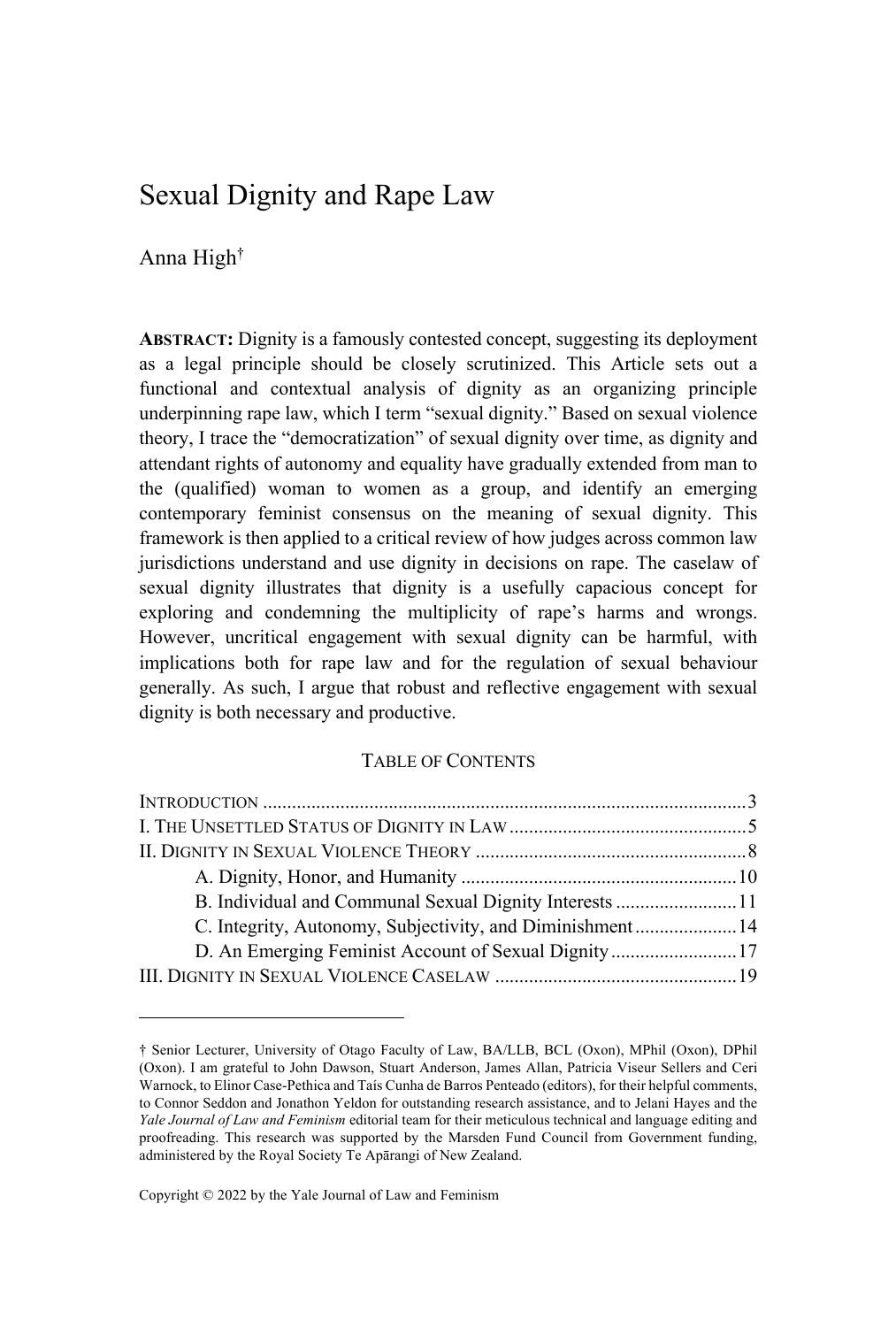# Sexual Dignity and Rape Law

Anna High[†]

**ABSTRACT:** Dignity is a famously contested concept, suggesting its deployment as a legal principle should be closely scrutinized. This Article sets out a functional and contextual analysis of dignity as an organizing principle underpinning rape law, which I term "sexual dignity." Based on sexual violence theory, I trace the "democratization" of sexual dignity over time, as dignity and attendant rights of autonomy and equality have gradually extended from man to the (qualified) woman to women as a group, and identify an emerging contemporary feminist consensus on the meaning of sexual dignity. This framework is then applied to a critical review of how judges across common law jurisdictions understand and use dignity in decisions on rape. The caselaw of sexual dignity illustrates that dignity is a usefully capacious concept for exploring and condemning the multiplicity of rape's harms and wrongs. However, uncritical engagement with sexual dignity can be harmful, with implications both for rape law and for the regulation of sexual behaviour generally. As such, I argue that robust and reflective engagement with sexual dignity is both necessary and productive.

TABLE OF CONTENTS

INTRODUCTION .................................................................................................... 3
I. THE UNSETTLED STATUS OF DIGNITY IN LAW ................................................. 5
II. DIGNITY IN SEXUAL VIOLENCE THEORY ........................................................ 8
  A. Dignity, Honor, and Humanity ......................................................... 10
  B. Individual and Communal Sexual Dignity Interests ......................... 11
  C. Integrity, Autonomy, Subjectivity, and Diminishment ..................... 14
  D. An Emerging Feminist Account of Sexual Dignity .......................... 17
III. DIGNITY IN SEXUAL VIOLENCE CASELAW .................................................. 19

---

† Senior Lecturer, University of Otago Faculty of Law, BA/LLB, BCL (Oxon), MPhil (Oxon), DPhil (Oxon). I am grateful to John Dawson, Stuart Anderson, James Allan, Patricia Viseur Sellers and Ceri Warnock, to Elinor Case-Pethica and Taís Cunha de Barros Penteado (editors), for their helpful comments, to Connor Seddon and Jonathon Yeldon for outstanding research assistance, and to Jelani Hayes and the *Yale Journal of Law and Feminism* editorial team for their meticulous technical and language editing and proofreading. This research was supported by the Marsden Fund Council from Government funding, administered by the Royal Society Te Apārangi of New Zealand.

Copyright © 2022 by the Yale Journal of Law and Feminism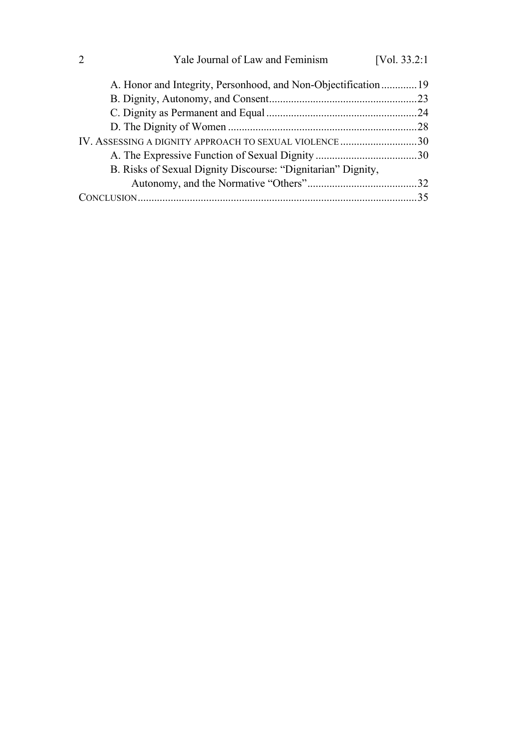A. Honor and Integrity, Personhood, and Non-Objectification ............19
B. Dignity, Autonomy, and Consent......................................................23
C. Dignity as Permanent and Equal .......................................................24
D. The Dignity of Women .....................................................................28

IV. ASSESSING A DIGNITY APPROACH TO SEXUAL VIOLENCE ............................30
A. The Expressive Function of Sexual Dignity .....................................30
B. Risks of Sexual Dignity Discourse: "Dignitarian" Dignity, Autonomy, and the Normative "Others" ........................................32

CONCLUSION.....................................................................................................35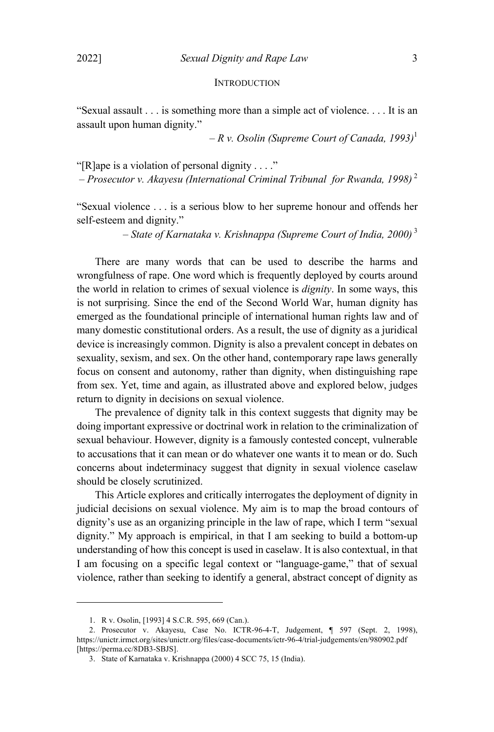## INTRODUCTION

"Sexual assault . . . is something more than a simple act of violence. . . . It is an assault upon human dignity."

– *R v. Osolin (Supreme Court of Canada, 1993)*[1]

"[R]ape is a violation of personal dignity . . . ."

– *Prosecutor v. Akayesu (International Criminal Tribunal for Rwanda, 1998)*[2]

"Sexual violence . . . is a serious blow to her supreme honour and offends her self-esteem and dignity."

– *State of Karnataka v. Krishnappa (Supreme Court of India, 2000)*[3]

There are many words that can be used to describe the harms and wrongfulness of rape. One word which is frequently deployed by courts around the world in relation to crimes of sexual violence is *dignity*. In some ways, this is not surprising. Since the end of the Second World War, human dignity has emerged as the foundational principle of international human rights law and of many domestic constitutional orders. As a result, the use of dignity as a juridical device is increasingly common. Dignity is also a prevalent concept in debates on sexuality, sexism, and sex. On the other hand, contemporary rape laws generally focus on consent and autonomy, rather than dignity, when distinguishing rape from sex. Yet, time and again, as illustrated above and explored below, judges return to dignity in decisions on sexual violence.

The prevalence of dignity talk in this context suggests that dignity may be doing important expressive or doctrinal work in relation to the criminalization of sexual behaviour. However, dignity is a famously contested concept, vulnerable to accusations that it can mean or do whatever one wants it to mean or do. Such concerns about indeterminacy suggest that dignity in sexual violence caselaw should be closely scrutinized.

This Article explores and critically interrogates the deployment of dignity in judicial decisions on sexual violence. My aim is to map the broad contours of dignity's use as an organizing principle in the law of rape, which I term "sexual dignity." My approach is empirical, in that I am seeking to build a bottom-up understanding of how this concept is used in caselaw. It is also contextual, in that I am focusing on a specific legal context or "language-game," that of sexual violence, rather than seeking to identify a general, abstract concept of dignity as

---

1. R v. Osolin, [1993] 4 S.C.R. 595, 669 (Can.).

2. Prosecutor v. Akayesu, Case No. ICTR-96-4-T, Judgement, ¶ 597 (Sept. 2, 1998), https://unictr.irmct.org/sites/unictr.org/files/case-documents/ictr-96-4/trial-judgements/en/980902.pdf [https://perma.cc/8DB3-SBJS].

3. State of Karnataka v. Krishnappa (2000) 4 SCC 75, 15 (India).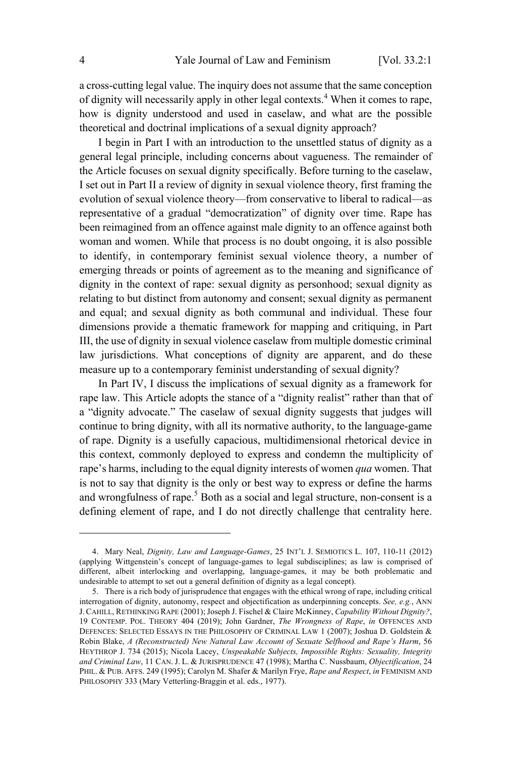a cross-cutting legal value. The inquiry does not assume that the same conception of dignity will necessarily apply in other legal contexts.[4] When it comes to rape, how is dignity understood and used in caselaw, and what are the possible theoretical and doctrinal implications of a sexual dignity approach?

I begin in Part I with an introduction to the unsettled status of dignity as a general legal principle, including concerns about vagueness. The remainder of the Article focuses on sexual dignity specifically. Before turning to the caselaw, I set out in Part II a review of dignity in sexual violence theory, first framing the evolution of sexual violence theory—from conservative to liberal to radical—as representative of a gradual "democratization" of dignity over time. Rape has been reimagined from an offence against male dignity to an offence against both woman and women. While that process is no doubt ongoing, it is also possible to identify, in contemporary feminist sexual violence theory, a number of emerging threads or points of agreement as to the meaning and significance of dignity in the context of rape: sexual dignity as personhood; sexual dignity as relating to but distinct from autonomy and consent; sexual dignity as permanent and equal; and sexual dignity as both communal and individual. These four dimensions provide a thematic framework for mapping and critiquing, in Part III, the use of dignity in sexual violence caselaw from multiple domestic criminal law jurisdictions. What conceptions of dignity are apparent, and do these measure up to a contemporary feminist understanding of sexual dignity?

In Part IV, I discuss the implications of sexual dignity as a framework for rape law. This Article adopts the stance of a "dignity realist" rather than that of a "dignity advocate." The caselaw of sexual dignity suggests that judges will continue to bring dignity, with all its normative authority, to the language-game of rape. Dignity is a usefully capacious, multidimensional rhetorical device in this context, commonly deployed to express and condemn the multiplicity of rape's harms, including to the equal dignity interests of women *qua* women. That is not to say that dignity is the only or best way to express or define the harms and wrongfulness of rape.[5] Both as a social and legal structure, non-consent is a defining element of rape, and I do not directly challenge that centrality here.

---

4. Mary Neal, *Dignity, Law and Language-Games*, 25 INT'L J. SEMIOTICS L. 107, 110-11 (2012) (applying Wittgenstein's concept of language-games to legal subdisciplines; as law is comprised of different, albeit interlocking and overlapping, language-games, it may be both problematic and undesirable to attempt to set out a general definition of dignity as a legal concept).

5. There is a rich body of jurisprudence that engages with the ethical wrong of rape, including critical interrogation of dignity, autonomy, respect and objectification as underpinning concepts. *See, e.g.*, ANN J. CAHILL, RETHINKING RAPE (2001); Joseph J. Fischel & Claire McKinney, *Capability Without Dignity?*, 19 CONTEMP. POL. THEORY 404 (2019); John Gardner, *The Wrongness of Rape*, *in* OFFENCES AND DEFENCES: SELECTED ESSAYS IN THE PHILOSOPHY OF CRIMINAL LAW 1 (2007); Joshua D. Goldstein & Robin Blake, *A (Reconstructed) New Natural Law Account of Sexuate Selfhood and Rape's Harm*, 56 HEYTHROP J. 734 (2015); Nicola Lacey, *Unspeakable Subjects, Impossible Rights: Sexuality, Integrity and Criminal Law*, 11 CAN. J. L. & JURISPRUDENCE 47 (1998); Martha C. Nussbaum, *Objectification*, 24 PHIL. & PUB. AFFS. 249 (1995); Carolyn M. Shafer & Marilyn Frye, *Rape and Respect*, *in* FEMINISM AND PHILOSOPHY 333 (Mary Vetterling-Braggin et al. eds., 1977).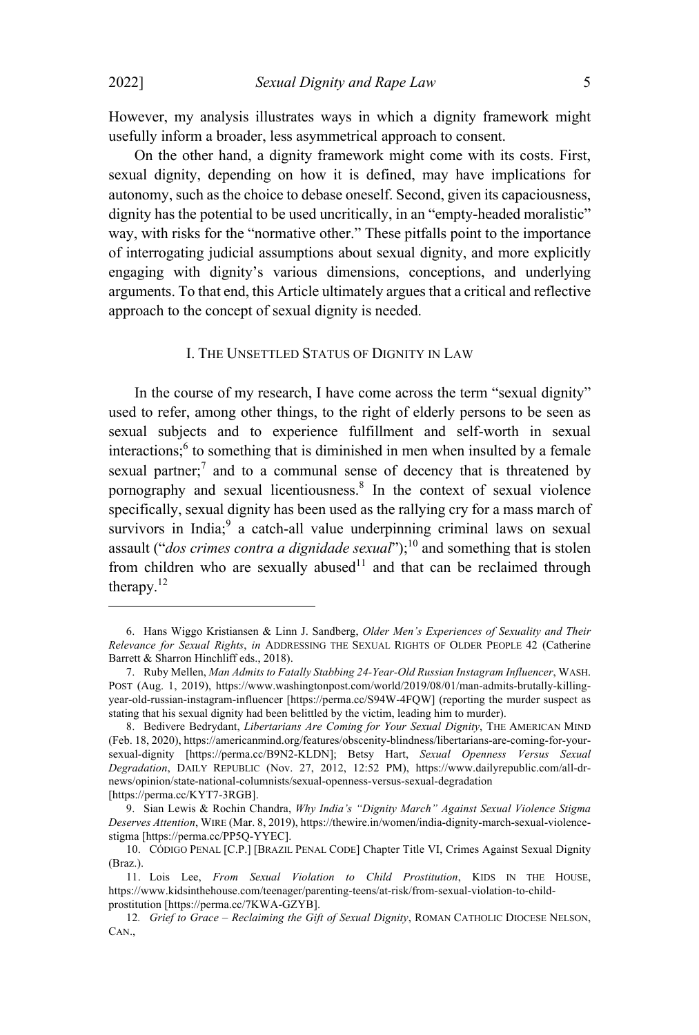However, my analysis illustrates ways in which a dignity framework might usefully inform a broader, less asymmetrical approach to consent.

On the other hand, a dignity framework might come with its costs. First, sexual dignity, depending on how it is defined, may have implications for autonomy, such as the choice to debase oneself. Second, given its capaciousness, dignity has the potential to be used uncritically, in an "empty-headed moralistic" way, with risks for the "normative other." These pitfalls point to the importance of interrogating judicial assumptions about sexual dignity, and more explicitly engaging with dignity's various dimensions, conceptions, and underlying arguments. To that end, this Article ultimately argues that a critical and reflective approach to the concept of sexual dignity is needed.

## I. THE UNSETTLED STATUS OF DIGNITY IN LAW

In the course of my research, I have come across the term "sexual dignity" used to refer, among other things, to the right of elderly persons to be seen as sexual subjects and to experience fulfillment and self-worth in sexual interactions;[6] to something that is diminished in men when insulted by a female sexual partner;[7] and to a communal sense of decency that is threatened by pornography and sexual licentiousness.[8] In the context of sexual violence specifically, sexual dignity has been used as the rallying cry for a mass march of survivors in India;[9] a catch-all value underpinning criminal laws on sexual assault ("*dos crimes contra a dignidade sexual*");[10] and something that is stolen from children who are sexually abused[11] and that can be reclaimed through therapy.[12]

---

6. Hans Wiggo Kristiansen & Linn J. Sandberg, *Older Men's Experiences of Sexuality and Their Relevance for Sexual Rights*, *in* ADDRESSING THE SEXUAL RIGHTS OF OLDER PEOPLE 42 (Catherine Barrett & Sharron Hinchliff eds., 2018).

7. Ruby Mellen, *Man Admits to Fatally Stabbing 24-Year-Old Russian Instagram Influencer*, WASH. POST (Aug. 1, 2019), https://www.washingtonpost.com/world/2019/08/01/man-admits-brutally-killing-year-old-russian-instagram-influencer [https://perma.cc/S94W-4FQW] (reporting the murder suspect as stating that his sexual dignity had been belittled by the victim, leading him to murder).

8. Bedivere Bedrydant, *Libertarians Are Coming for Your Sexual Dignity*, THE AMERICAN MIND (Feb. 18, 2020), https://americanmind.org/features/obscenity-blindness/libertarians-are-coming-for-your-sexual-dignity [https://perma.cc/B9N2-KLDN]; Betsy Hart, *Sexual Openness Versus Sexual Degradation*, DAILY REPUBLIC (Nov. 27, 2012, 12:52 PM), https://www.dailyrepublic.com/all-dr-news/opinion/state-national-columnists/sexual-openness-versus-sexual-degradation [https://perma.cc/KYT7-3RGB].

9. Sian Lewis & Rochin Chandra, *Why India's "Dignity March" Against Sexual Violence Stigma Deserves Attention*, WIRE (Mar. 8, 2019), https://thewire.in/women/india-dignity-march-sexual-violence-stigma [https://perma.cc/PP5Q-YYEC].

10. CÓDIGO PENAL [C.P.] [BRAZIL PENAL CODE] Chapter Title VI, Crimes Against Sexual Dignity (Braz.).

11. Lois Lee, *From Sexual Violation to Child Prostitution*, KIDS IN THE HOUSE, https://www.kidsinthehouse.com/teenager/parenting-teens/at-risk/from-sexual-violation-to-child-prostitution [https://perma.cc/7KWA-GZYB].

12. *Grief to Grace – Reclaiming the Gift of Sexual Dignity*, ROMAN CATHOLIC DIOCESE NELSON, CAN.,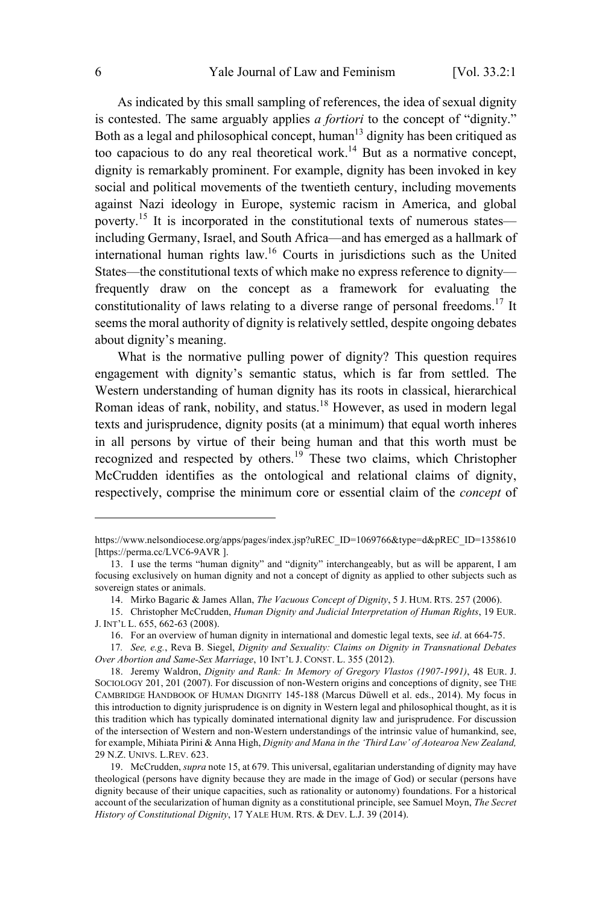As indicated by this small sampling of references, the idea of sexual dignity is contested. The same arguably applies *a fortiori* to the concept of "dignity." Both as a legal and philosophical concept, human[13] dignity has been critiqued as too capacious to do any real theoretical work.[14] But as a normative concept, dignity is remarkably prominent. For example, dignity has been invoked in key social and political movements of the twentieth century, including movements against Nazi ideology in Europe, systemic racism in America, and global poverty.[15] It is incorporated in the constitutional texts of numerous states—including Germany, Israel, and South Africa—and has emerged as a hallmark of international human rights law.[16] Courts in jurisdictions such as the United States—the constitutional texts of which make no express reference to dignity—frequently draw on the concept as a framework for evaluating the constitutionality of laws relating to a diverse range of personal freedoms.[17] It seems the moral authority of dignity is relatively settled, despite ongoing debates about dignity's meaning.

What is the normative pulling power of dignity? This question requires engagement with dignity's semantic status, which is far from settled. The Western understanding of human dignity has its roots in classical, hierarchical Roman ideas of rank, nobility, and status.[18] However, as used in modern legal texts and jurisprudence, dignity posits (at a minimum) that equal worth inheres in all persons by virtue of their being human and that this worth must be recognized and respected by others.[19] These two claims, which Christopher McCrudden identifies as the ontological and relational claims of dignity, respectively, comprise the minimum core or essential claim of the *concept* of

---

https://www.nelsondiocese.org/apps/pages/index.jsp?uREC_ID=1069766&type=d&pREC_ID=1358610 [https://perma.cc/LVC6-9AVR ].

13. I use the terms "human dignity" and "dignity" interchangeably, but as will be apparent, I am focusing exclusively on human dignity and not a concept of dignity as applied to other subjects such as sovereign states or animals.

14. Mirko Bagaric & James Allan, *The Vacuous Concept of Dignity*, 5 J. HUM. RTS. 257 (2006).

15. Christopher McCrudden, *Human Dignity and Judicial Interpretation of Human Rights*, 19 EUR. J. INT'L L. 655, 662-63 (2008).

16. For an overview of human dignity in international and domestic legal texts, see *id*. at 664-75.

17. *See, e.g.*, Reva B. Siegel, *Dignity and Sexuality: Claims on Dignity in Transnational Debates Over Abortion and Same-Sex Marriage*, 10 INT'L J. CONST. L. 355 (2012).

18. Jeremy Waldron, *Dignity and Rank: In Memory of Gregory Vlastos (1907-1991)*, 48 EUR. J. SOCIOLOGY 201, 201 (2007). For discussion of non-Western origins and conceptions of dignity, see THE CAMBRIDGE HANDBOOK OF HUMAN DIGNITY 145-188 (Marcus Düwell et al. eds., 2014). My focus in this introduction to dignity jurisprudence is on dignity in Western legal and philosophical thought, as it is this tradition which has typically dominated international dignity law and jurisprudence. For discussion of the intersection of Western and non-Western understandings of the intrinsic value of humankind, see, for example, Mihiata Pirini & Anna High, *Dignity and Mana in the 'Third Law' of Aotearoa New Zealand,* 29 N.Z. UNIVS. L.REV. 623.

19. McCrudden, *supra* note 15, at 679. This universal, egalitarian understanding of dignity may have theological (persons have dignity because they are made in the image of God) or secular (persons have dignity because of their unique capacities, such as rationality or autonomy) foundations. For a historical account of the secularization of human dignity as a constitutional principle, see Samuel Moyn, *The Secret History of Constitutional Dignity*, 17 YALE HUM. RTS. & DEV. L.J. 39 (2014).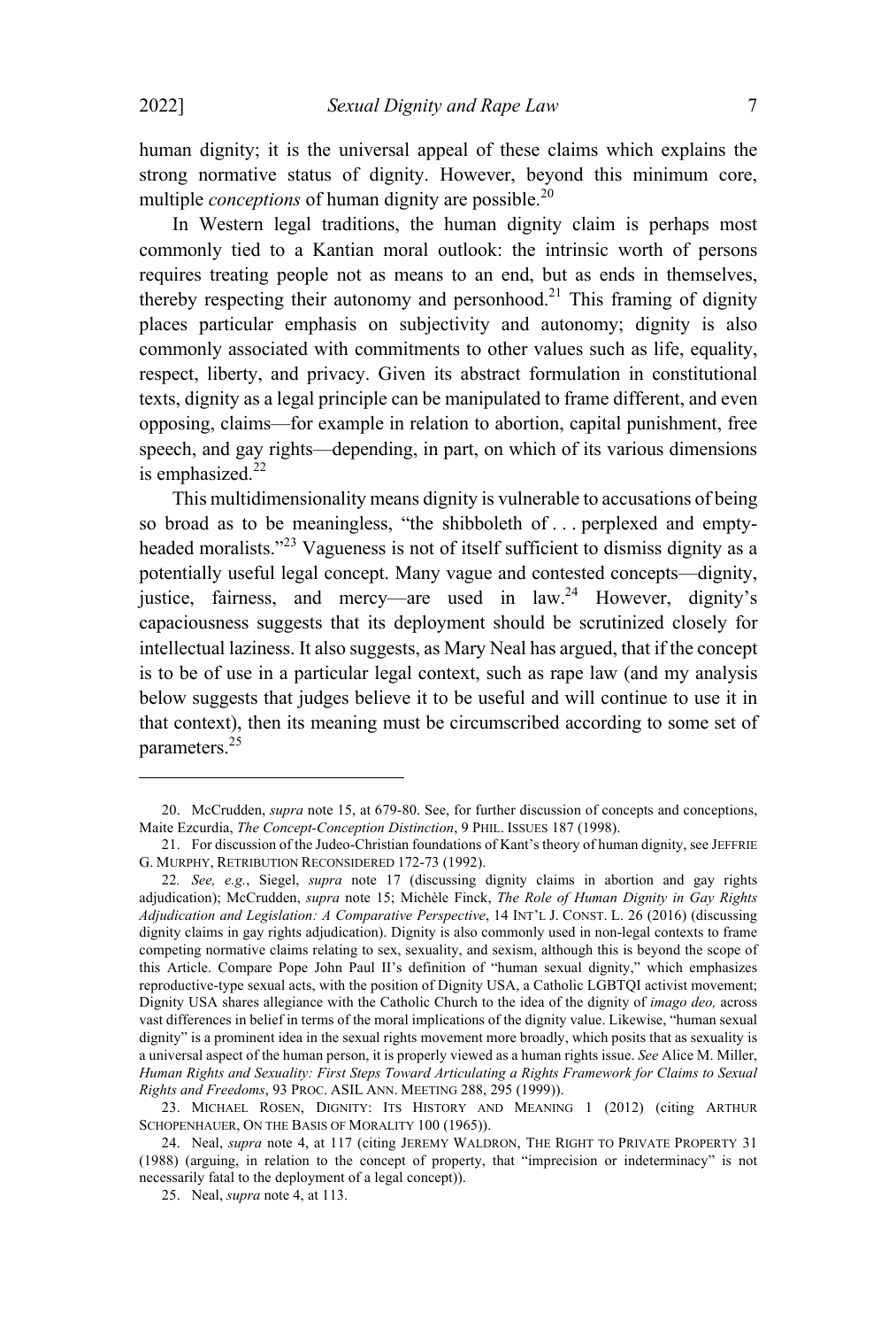human dignity; it is the universal appeal of these claims which explains the strong normative status of dignity. However, beyond this minimum core, multiple *conceptions* of human dignity are possible.[20]

In Western legal traditions, the human dignity claim is perhaps most commonly tied to a Kantian moral outlook: the intrinsic worth of persons requires treating people not as means to an end, but as ends in themselves, thereby respecting their autonomy and personhood.[21] This framing of dignity places particular emphasis on subjectivity and autonomy; dignity is also commonly associated with commitments to other values such as life, equality, respect, liberty, and privacy. Given its abstract formulation in constitutional texts, dignity as a legal principle can be manipulated to frame different, and even opposing, claims—for example in relation to abortion, capital punishment, free speech, and gay rights—depending, in part, on which of its various dimensions is emphasized.[22]

This multidimensionality means dignity is vulnerable to accusations of being so broad as to be meaningless, "the shibboleth of . . . perplexed and empty-headed moralists."[23] Vagueness is not of itself sufficient to dismiss dignity as a potentially useful legal concept. Many vague and contested concepts—dignity, justice, fairness, and mercy—are used in law.[24] However, dignity's capaciousness suggests that its deployment should be scrutinized closely for intellectual laziness. It also suggests, as Mary Neal has argued, that if the concept is to be of use in a particular legal context, such as rape law (and my analysis below suggests that judges believe it to be useful and will continue to use it in that context), then its meaning must be circumscribed according to some set of parameters.[25]

---

20. McCrudden, *supra* note 15, at 679-80. See, for further discussion of concepts and conceptions, Maite Ezcurdia, *The Concept-Conception Distinction*, 9 PHIL. ISSUES 187 (1998).

21. For discussion of the Judeo-Christian foundations of Kant's theory of human dignity, see JEFFRIE G. MURPHY, RETRIBUTION RECONSIDERED 172-73 (1992).

22. *See, e.g.*, Siegel, *supra* note 17 (discussing dignity claims in abortion and gay rights adjudication); McCrudden, *supra* note 15; Michèle Finck, *The Role of Human Dignity in Gay Rights Adjudication and Legislation: A Comparative Perspective*, 14 INT'L J. CONST. L. 26 (2016) (discussing dignity claims in gay rights adjudication). Dignity is also commonly used in non-legal contexts to frame competing normative claims relating to sex, sexuality, and sexism, although this is beyond the scope of this Article. Compare Pope John Paul II's definition of "human sexual dignity," which emphasizes reproductive-type sexual acts, with the position of Dignity USA, a Catholic LGBTQI activist movement; Dignity USA shares allegiance with the Catholic Church to the idea of the dignity of *imago deo,* across vast differences in belief in terms of the moral implications of the dignity value. Likewise, "human sexual dignity" is a prominent idea in the sexual rights movement more broadly, which posits that as sexuality is a universal aspect of the human person, it is properly viewed as a human rights issue. *See* Alice M. Miller, *Human Rights and Sexuality: First Steps Toward Articulating a Rights Framework for Claims to Sexual Rights and Freedoms*, 93 PROC. ASIL ANN. MEETING 288, 295 (1999)).

23. MICHAEL ROSEN, DIGNITY: ITS HISTORY AND MEANING 1 (2012) (citing ARTHUR SCHOPENHAUER, ON THE BASIS OF MORALITY 100 (1965)).

24. Neal, *supra* note 4, at 117 (citing JEREMY WALDRON, THE RIGHT TO PRIVATE PROPERTY 31 (1988) (arguing, in relation to the concept of property, that "imprecision or indeterminacy" is not necessarily fatal to the deployment of a legal concept)).

25. Neal, *supra* note 4, at 113.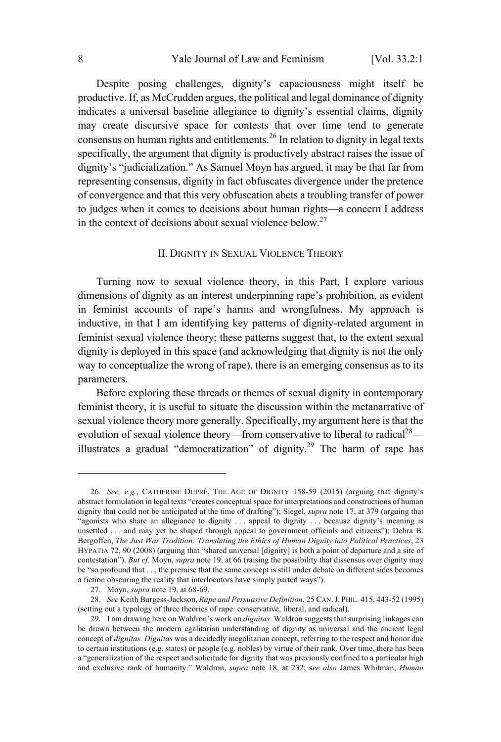Despite posing challenges, dignity's capaciousness might itself be productive. If, as McCrudden argues, the political and legal dominance of dignity indicates a universal baseline allegiance to dignity's essential claims, dignity may create discursive space for contests that over time tend to generate consensus on human rights and entitlements.[26] In relation to dignity in legal texts specifically, the argument that dignity is productively abstract raises the issue of dignity's "judicialization." As Samuel Moyn has argued, it may be that far from representing consensus, dignity in fact obfuscates divergence under the pretence of convergence and that this very obfuscation abets a troubling transfer of power to judges when it comes to decisions about human rights—a concern I address in the context of decisions about sexual violence below.[27]

## II. DIGNITY IN SEXUAL VIOLENCE THEORY

Turning now to sexual violence theory, in this Part, I explore various dimensions of dignity as an interest underpinning rape's prohibition, as evident in feminist accounts of rape's harms and wrongfulness. My approach is inductive, in that I am identifying key patterns of dignity-related argument in feminist sexual violence theory; these patterns suggest that, to the extent sexual dignity is deployed in this space (and acknowledging that dignity is not the only way to conceptualize the wrong of rape), there is an emerging consensus as to its parameters.

Before exploring these threads or themes of sexual dignity in contemporary feminist theory, it is useful to situate the discussion within the metanarrative of sexual violence theory more generally. Specifically, my argument here is that the evolution of sexual violence theory—from conservative to liberal to radical[28]—illustrates a gradual "democratization" of dignity.[29] The harm of rape has

---

26. *See, e.g.*, CATHERINE DUPRÉ, THE AGE OF DIGNITY 158-59 (2015) (arguing that dignity's abstract formulation in legal texts "creates conceptual space for interpretations and constructions of human dignity that could not be anticipated at the time of drafting"); Siegel, *supra* note 17, at 379 (arguing that "agonists who share an allegiance to dignity . . . appeal to dignity . . . because dignity's meaning is unsettled . . . and may yet be shaped through appeal to government officials and citizens"); Debra B. Bergoffen, *The Just War Tradition: Translating the Ethics of Human Dignity into Political Practices*, 23 HYPATIA 72, 90 (2008) (arguing that "shared universal [dignity] is both a point of departure and a site of contestation"). *But cf.* Moyn, *supra* note 19, at 66 (raising the possibility that dissensus over dignity may be "so profound that . . . the premise that the same concept is still under debate on different sides becomes a fiction obscuring the reality that interlocutors have simply parted ways").

27. Moyn, *supra* note 19, at 68-69.

28. *See* Keith Burgess-Jackson, *Rape and Persuasive Definition*, 25 CAN. J. PHIL. 415, 443-52 (1995) (setting out a typology of three theories of rape: conservative, liberal, and radical).

29. I am drawing here on Waldron's work on *dignitas*. Waldron suggests that surprising linkages can be drawn between the modern egalitarian understanding of dignity as universal and the ancient legal concept of *dignitas. Dignitas* was a decidedly inegalitarian concept, referring to the respect and honor due to certain institutions (e.g. states) or people (e.g. nobles) by virtue of their rank. Over time, there has been a "generalization of the respect and solicitude for dignity that was previously confined to a particular high and exclusive rank of humanity." Waldron, *supra* note 18, at 232; s*ee also* James Whitman, *Human*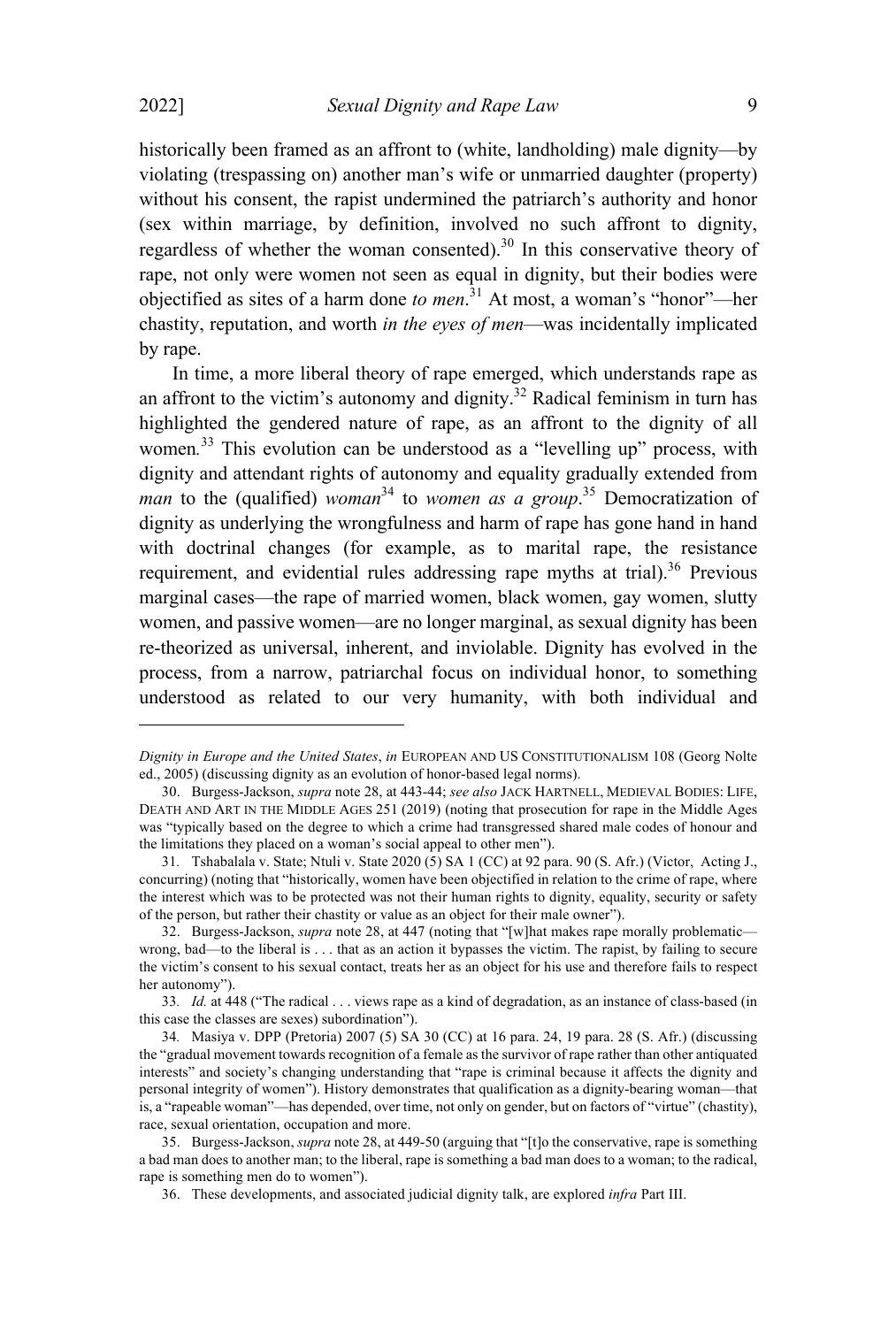historically been framed as an affront to (white, landholding) male dignity—by violating (trespassing on) another man's wife or unmarried daughter (property) without his consent, the rapist undermined the patriarch's authority and honor (sex within marriage, by definition, involved no such affront to dignity, regardless of whether the woman consented).[30] In this conservative theory of rape, not only were women not seen as equal in dignity, but their bodies were objectified as sites of a harm done *to men*.[31] At most, a woman's "honor"—her chastity, reputation, and worth *in the eyes of men*—was incidentally implicated by rape.

In time, a more liberal theory of rape emerged, which understands rape as an affront to the victim's autonomy and dignity.[32] Radical feminism in turn has highlighted the gendered nature of rape, as an affront to the dignity of all women.[33] This evolution can be understood as a "levelling up" process, with dignity and attendant rights of autonomy and equality gradually extended from *man* to the (qualified) *woman*[34] to *women as a group*.[35] Democratization of dignity as underlying the wrongfulness and harm of rape has gone hand in hand with doctrinal changes (for example, as to marital rape, the resistance requirement, and evidential rules addressing rape myths at trial).[36] Previous marginal cases—the rape of married women, black women, gay women, slutty women, and passive women—are no longer marginal, as sexual dignity has been re-theorized as universal, inherent, and inviolable. Dignity has evolved in the process, from a narrow, patriarchal focus on individual honor, to something understood as related to our very humanity, with both individual and

---

*Dignity in Europe and the United States*, *in* EUROPEAN AND US CONSTITUTIONALISM 108 (Georg Nolte ed., 2005) (discussing dignity as an evolution of honor-based legal norms).

30. Burgess-Jackson, *supra* note 28, at 443-44; *see also* JACK HARTNELL, MEDIEVAL BODIES: LIFE, DEATH AND ART IN THE MIDDLE AGES 251 (2019) (noting that prosecution for rape in the Middle Ages was "typically based on the degree to which a crime had transgressed shared male codes of honour and the limitations they placed on a woman's social appeal to other men").

31. Tshabalala v. State; Ntuli v. State 2020 (5) SA 1 (CC) at 92 para. 90 (S. Afr.) (Victor, Acting J., concurring) (noting that "historically, women have been objectified in relation to the crime of rape, where the interest which was to be protected was not their human rights to dignity, equality, security or safety of the person, but rather their chastity or value as an object for their male owner").

32. Burgess-Jackson, *supra* note 28, at 447 (noting that "[w]hat makes rape morally problematic—wrong, bad—to the liberal is . . . that as an action it bypasses the victim. The rapist, by failing to secure the victim's consent to his sexual contact, treats her as an object for his use and therefore fails to respect her autonomy").

33. *Id.* at 448 ("The radical . . . views rape as a kind of degradation, as an instance of class-based (in this case the classes are sexes) subordination").

34. Masiya v. DPP (Pretoria) 2007 (5) SA 30 (CC) at 16 para. 24, 19 para. 28 (S. Afr.) (discussing the "gradual movement towards recognition of a female as the survivor of rape rather than other antiquated interests" and society's changing understanding that "rape is criminal because it affects the dignity and personal integrity of women"). History demonstrates that qualification as a dignity-bearing woman—that is, a "rapeable woman"—has depended, over time, not only on gender, but on factors of "virtue" (chastity), race, sexual orientation, occupation and more.

35. Burgess-Jackson, *supra* note 28, at 449-50 (arguing that "[t]o the conservative, rape is something a bad man does to another man; to the liberal, rape is something a bad man does to a woman; to the radical, rape is something men do to women").

36. These developments, and associated judicial dignity talk, are explored *infra* Part III.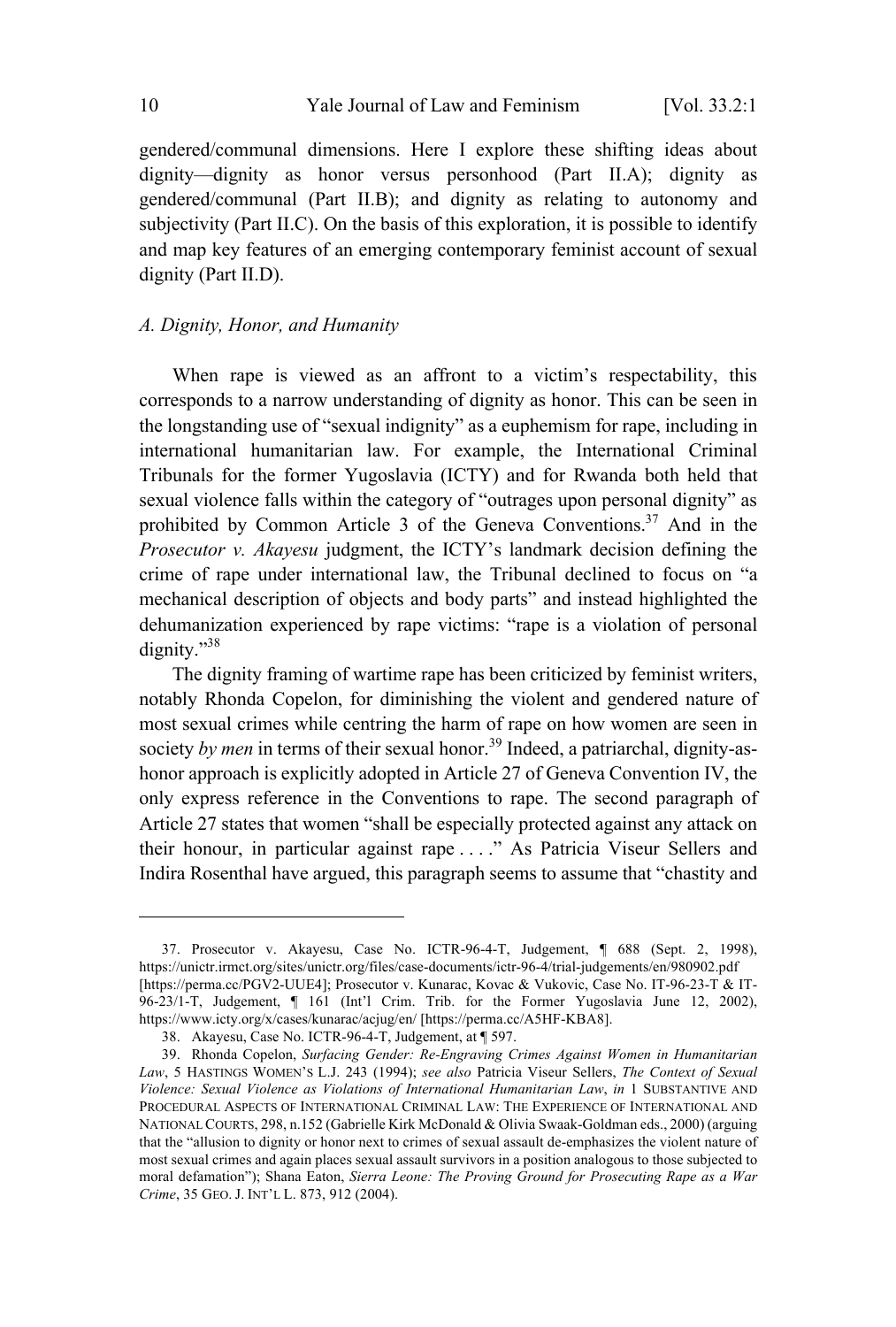gendered/communal dimensions. Here I explore these shifting ideas about dignity—dignity as honor versus personhood (Part II.A); dignity as gendered/communal (Part II.B); and dignity as relating to autonomy and subjectivity (Part II.C). On the basis of this exploration, it is possible to identify and map key features of an emerging contemporary feminist account of sexual dignity (Part II.D).

### *A. Dignity, Honor, and Humanity*

When rape is viewed as an affront to a victim's respectability, this corresponds to a narrow understanding of dignity as honor. This can be seen in the longstanding use of "sexual indignity" as a euphemism for rape, including in international humanitarian law. For example, the International Criminal Tribunals for the former Yugoslavia (ICTY) and for Rwanda both held that sexual violence falls within the category of "outrages upon personal dignity" as prohibited by Common Article 3 of the Geneva Conventions.[37] And in the *Prosecutor v. Akayesu* judgment, the ICTY's landmark decision defining the crime of rape under international law, the Tribunal declined to focus on "a mechanical description of objects and body parts" and instead highlighted the dehumanization experienced by rape victims: "rape is a violation of personal dignity."[38]

The dignity framing of wartime rape has been criticized by feminist writers, notably Rhonda Copelon, for diminishing the violent and gendered nature of most sexual crimes while centring the harm of rape on how women are seen in society *by men* in terms of their sexual honor.[39] Indeed, a patriarchal, dignity-as-honor approach is explicitly adopted in Article 27 of Geneva Convention IV, the only express reference in the Conventions to rape. The second paragraph of Article 27 states that women "shall be especially protected against any attack on their honour, in particular against rape . . . ." As Patricia Viseur Sellers and Indira Rosenthal have argued, this paragraph seems to assume that "chastity and

---

37. Prosecutor v. Akayesu, Case No. ICTR-96-4-T, Judgement, ¶ 688 (Sept. 2, 1998), https://unictr.irmct.org/sites/unictr.org/files/case-documents/ictr-96-4/trial-judgements/en/980902.pdf [https://perma.cc/PGV2-UUE4]; Prosecutor v. Kunarac, Kovac & Vukovic, Case No. IT-96-23-T & IT-96-23/1-T, Judgement, ¶ 161 (Int'l Crim. Trib. for the Former Yugoslavia June 12, 2002), https://www.icty.org/x/cases/kunarac/acjug/en/ [https://perma.cc/A5HF-KBA8].

38. Akayesu, Case No. ICTR-96-4-T, Judgement, at ¶ 597.

39. Rhonda Copelon, *Surfacing Gender: Re-Engraving Crimes Against Women in Humanitarian Law*, 5 HASTINGS WOMEN'S L.J. 243 (1994); *see also* Patricia Viseur Sellers, *The Context of Sexual Violence: Sexual Violence as Violations of International Humanitarian Law*, *in* 1 SUBSTANTIVE AND PROCEDURAL ASPECTS OF INTERNATIONAL CRIMINAL LAW: THE EXPERIENCE OF INTERNATIONAL AND NATIONAL COURTS, 298, n.152 (Gabrielle Kirk McDonald & Olivia Swaak-Goldman eds., 2000) (arguing that the "allusion to dignity or honor next to crimes of sexual assault de-emphasizes the violent nature of most sexual crimes and again places sexual assault survivors in a position analogous to those subjected to moral defamation"); Shana Eaton, *Sierra Leone: The Proving Ground for Prosecuting Rape as a War Crime*, 35 GEO. J. INT'L L. 873, 912 (2004).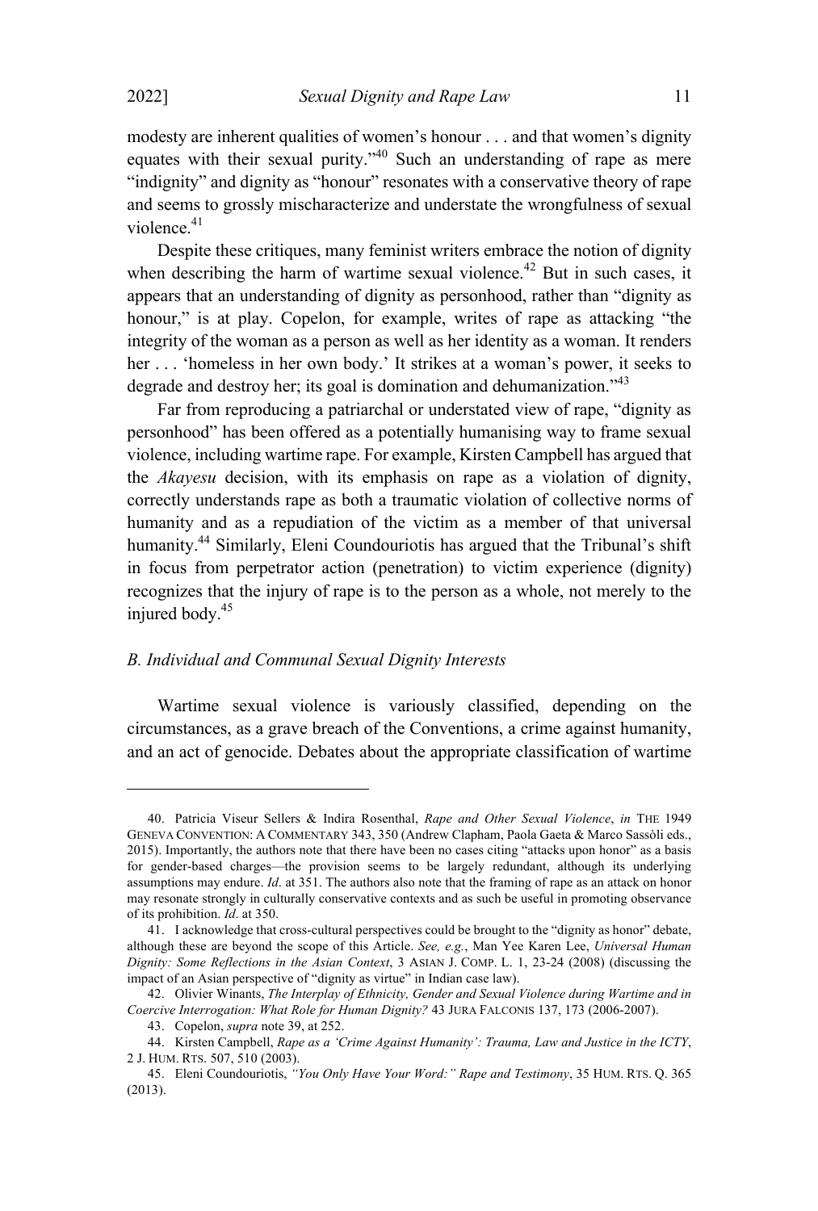modesty are inherent qualities of women's honour . . . and that women's dignity equates with their sexual purity."[40] Such an understanding of rape as mere "indignity" and dignity as "honour" resonates with a conservative theory of rape and seems to grossly mischaracterize and understate the wrongfulness of sexual violence.[41]

Despite these critiques, many feminist writers embrace the notion of dignity when describing the harm of wartime sexual violence.[42] But in such cases, it appears that an understanding of dignity as personhood, rather than "dignity as honour," is at play. Copelon, for example, writes of rape as attacking "the integrity of the woman as a person as well as her identity as a woman. It renders her . . . 'homeless in her own body.' It strikes at a woman's power, it seeks to degrade and destroy her; its goal is domination and dehumanization."[43]

Far from reproducing a patriarchal or understated view of rape, "dignity as personhood" has been offered as a potentially humanising way to frame sexual violence, including wartime rape. For example, Kirsten Campbell has argued that the *Akayesu* decision, with its emphasis on rape as a violation of dignity, correctly understands rape as both a traumatic violation of collective norms of humanity and as a repudiation of the victim as a member of that universal humanity.[44] Similarly, Eleni Coundouriotis has argued that the Tribunal's shift in focus from perpetrator action (penetration) to victim experience (dignity) recognizes that the injury of rape is to the person as a whole, not merely to the injured body.[45]

### *B. Individual and Communal Sexual Dignity Interests*

Wartime sexual violence is variously classified, depending on the circumstances, as a grave breach of the Conventions, a crime against humanity, and an act of genocide. Debates about the appropriate classification of wartime

---

40. Patricia Viseur Sellers & Indira Rosenthal, *Rape and Other Sexual Violence*, *in* THE 1949 GENEVA CONVENTION: A COMMENTARY 343, 350 (Andrew Clapham, Paola Gaeta & Marco Sassòli eds., 2015). Importantly, the authors note that there have been no cases citing "attacks upon honor" as a basis for gender-based charges—the provision seems to be largely redundant, although its underlying assumptions may endure. *Id*. at 351. The authors also note that the framing of rape as an attack on honor may resonate strongly in culturally conservative contexts and as such be useful in promoting observance of its prohibition. *Id*. at 350.

41. I acknowledge that cross-cultural perspectives could be brought to the "dignity as honor" debate, although these are beyond the scope of this Article. *See, e.g.*, Man Yee Karen Lee, *Universal Human Dignity: Some Reflections in the Asian Context*, 3 ASIAN J. COMP. L. 1, 23-24 (2008) (discussing the impact of an Asian perspective of "dignity as virtue" in Indian case law).

42. Olivier Winants, *The Interplay of Ethnicity, Gender and Sexual Violence during Wartime and in Coercive Interrogation: What Role for Human Dignity?* 43 JURA FALCONIS 137, 173 (2006-2007).

43. Copelon, *supra* note 39, at 252.

44. Kirsten Campbell, *Rape as a 'Crime Against Humanity': Trauma, Law and Justice in the ICTY*, 2 J. HUM. RTS. 507, 510 (2003).

45. Eleni Coundouriotis, *"You Only Have Your Word:" Rape and Testimony*, 35 HUM. RTS. Q. 365 (2013).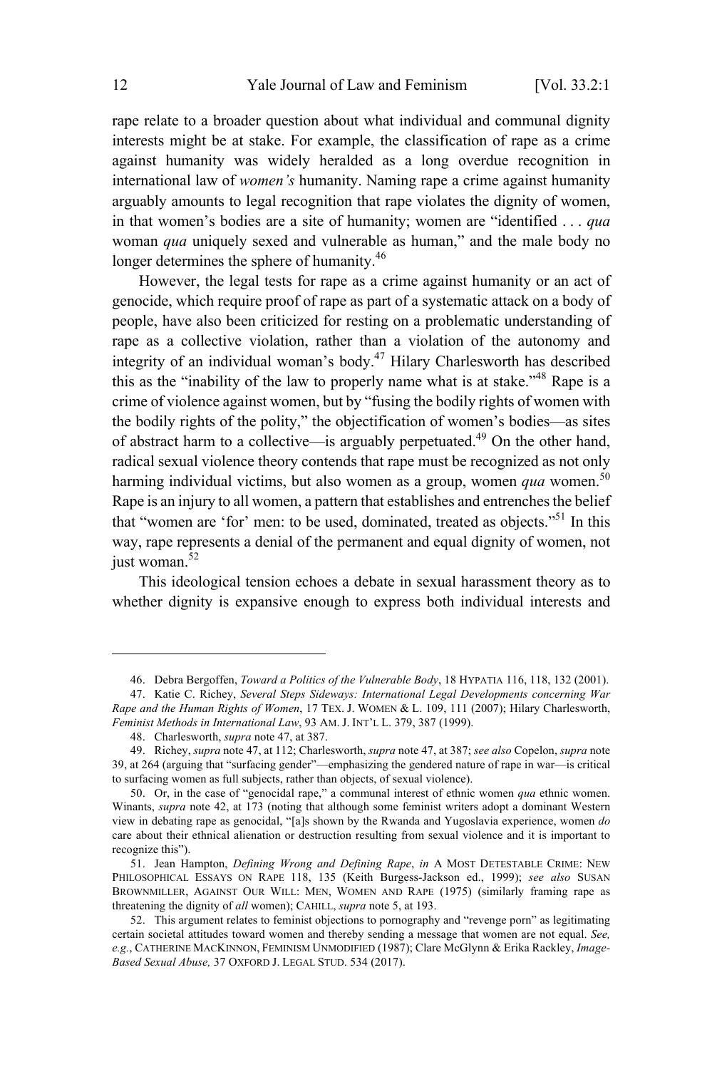rape relate to a broader question about what individual and communal dignity interests might be at stake. For example, the classification of rape as a crime against humanity was widely heralded as a long overdue recognition in international law of *women's* humanity. Naming rape a crime against humanity arguably amounts to legal recognition that rape violates the dignity of women, in that women's bodies are a site of humanity; women are "identified . . . *qua* woman *qua* uniquely sexed and vulnerable as human," and the male body no longer determines the sphere of humanity.[46]

However, the legal tests for rape as a crime against humanity or an act of genocide, which require proof of rape as part of a systematic attack on a body of people, have also been criticized for resting on a problematic understanding of rape as a collective violation, rather than a violation of the autonomy and integrity of an individual woman's body.[47] Hilary Charlesworth has described this as the "inability of the law to properly name what is at stake."[48] Rape is a crime of violence against women, but by "fusing the bodily rights of women with the bodily rights of the polity," the objectification of women's bodies—as sites of abstract harm to a collective—is arguably perpetuated.[49] On the other hand, radical sexual violence theory contends that rape must be recognized as not only harming individual victims, but also women as a group, women *qua* women.[50] Rape is an injury to all women, a pattern that establishes and entrenches the belief that "women are 'for' men: to be used, dominated, treated as objects."[51] In this way, rape represents a denial of the permanent and equal dignity of women, not just woman.[52]

This ideological tension echoes a debate in sexual harassment theory as to whether dignity is expansive enough to express both individual interests and

---

46. Debra Bergoffen, *Toward a Politics of the Vulnerable Body*, 18 HYPATIA 116, 118, 132 (2001).

47. Katie C. Richey, *Several Steps Sideways: International Legal Developments concerning War Rape and the Human Rights of Women*, 17 TEX. J. WOMEN & L. 109, 111 (2007); Hilary Charlesworth, *Feminist Methods in International Law*, 93 AM. J. INT'L L. 379, 387 (1999).

48. Charlesworth, *supra* note 47, at 387.

49. Richey, *supra* note 47, at 112; Charlesworth, *supra* note 47, at 387; *see also* Copelon, *supra* note 39, at 264 (arguing that "surfacing gender"—emphasizing the gendered nature of rape in war—is critical to surfacing women as full subjects, rather than objects, of sexual violence).

50. Or, in the case of "genocidal rape," a communal interest of ethnic women *qua* ethnic women. Winants, *supra* note 42, at 173 (noting that although some feminist writers adopt a dominant Western view in debating rape as genocidal, "[a]s shown by the Rwanda and Yugoslavia experience, women *do* care about their ethnical alienation or destruction resulting from sexual violence and it is important to recognize this").

51. Jean Hampton, *Defining Wrong and Defining Rape*, *in* A MOST DETESTABLE CRIME: NEW PHILOSOPHICAL ESSAYS ON RAPE 118, 135 (Keith Burgess-Jackson ed., 1999); *see also* SUSAN BROWNMILLER, AGAINST OUR WILL: MEN, WOMEN AND RAPE (1975) (similarly framing rape as threatening the dignity of *all* women); CAHILL, *supra* note 5, at 193.

52. This argument relates to feminist objections to pornography and "revenge porn" as legitimating certain societal attitudes toward women and thereby sending a message that women are not equal. *See, e.g.*, CATHERINE MACKINNON, FEMINISM UNMODIFIED (1987); Clare McGlynn & Erika Rackley, *Image-Based Sexual Abuse,* 37 OXFORD J. LEGAL STUD. 534 (2017).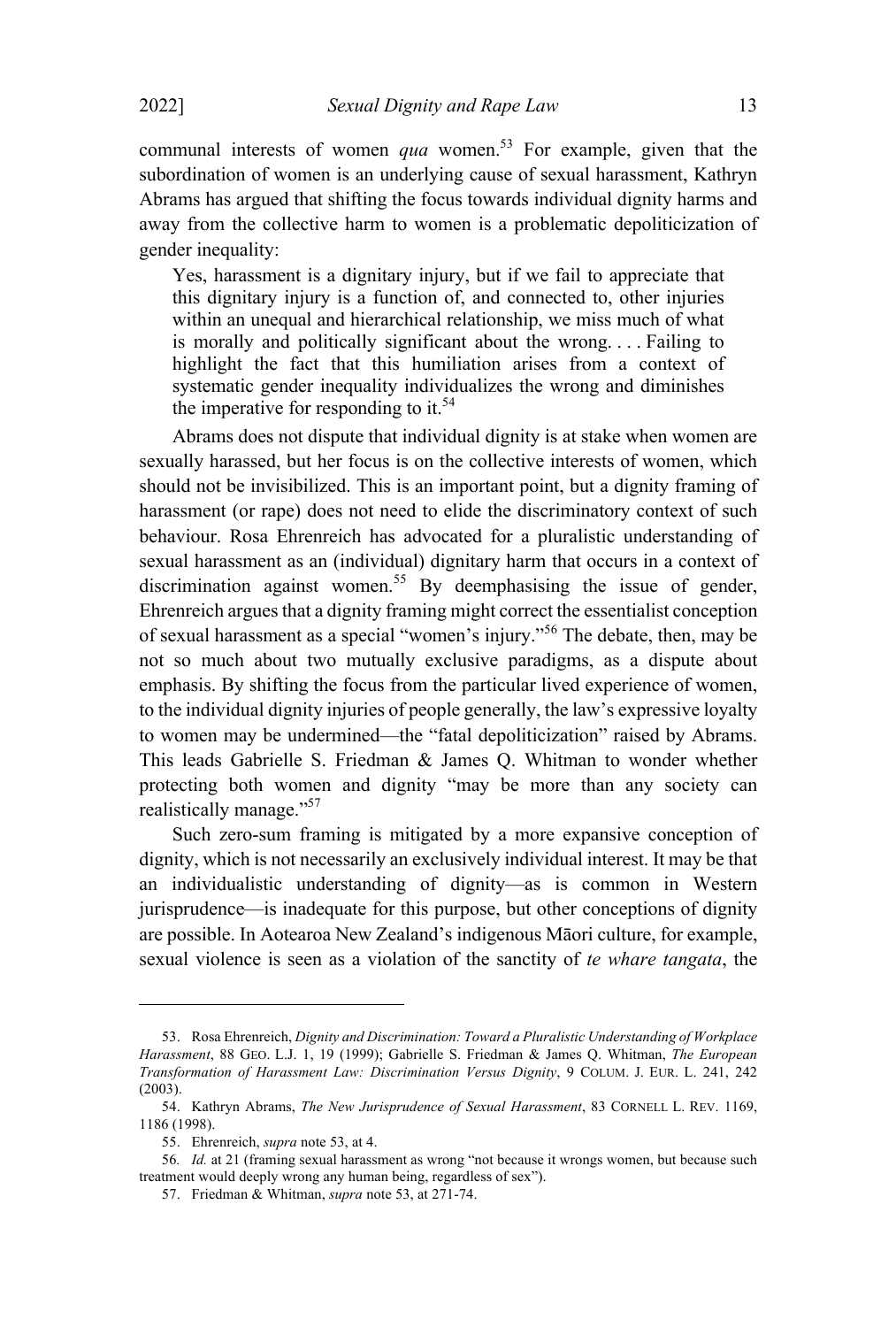communal interests of women *qua* women.[53] For example, given that the subordination of women is an underlying cause of sexual harassment, Kathryn Abrams has argued that shifting the focus towards individual dignity harms and away from the collective harm to women is a problematic depoliticization of gender inequality:

> Yes, harassment is a dignitary injury, but if we fail to appreciate that this dignitary injury is a function of, and connected to, other injuries within an unequal and hierarchical relationship, we miss much of what is morally and politically significant about the wrong. . . . Failing to highlight the fact that this humiliation arises from a context of systematic gender inequality individualizes the wrong and diminishes the imperative for responding to it.[54]

Abrams does not dispute that individual dignity is at stake when women are sexually harassed, but her focus is on the collective interests of women, which should not be invisibilized. This is an important point, but a dignity framing of harassment (or rape) does not need to elide the discriminatory context of such behaviour. Rosa Ehrenreich has advocated for a pluralistic understanding of sexual harassment as an (individual) dignitary harm that occurs in a context of discrimination against women.[55] By deemphasising the issue of gender, Ehrenreich argues that a dignity framing might correct the essentialist conception of sexual harassment as a special "women's injury."[56] The debate, then, may be not so much about two mutually exclusive paradigms, as a dispute about emphasis. By shifting the focus from the particular lived experience of women, to the individual dignity injuries of people generally, the law's expressive loyalty to women may be undermined—the "fatal depoliticization" raised by Abrams. This leads Gabrielle S. Friedman & James Q. Whitman to wonder whether protecting both women and dignity "may be more than any society can realistically manage."[57]

Such zero-sum framing is mitigated by a more expansive conception of dignity, which is not necessarily an exclusively individual interest. It may be that an individualistic understanding of dignity—as is common in Western jurisprudence—is inadequate for this purpose, but other conceptions of dignity are possible. In Aotearoa New Zealand's indigenous Māori culture, for example, sexual violence is seen as a violation of the sanctity of *te whare tangata*, the

---

53. Rosa Ehrenreich, *Dignity and Discrimination: Toward a Pluralistic Understanding of Workplace Harassment*, 88 GEO. L.J. 1, 19 (1999); Gabrielle S. Friedman & James Q. Whitman, *The European Transformation of Harassment Law: Discrimination Versus Dignity*, 9 COLUM. J. EUR. L. 241, 242 (2003).

54. Kathryn Abrams, *The New Jurisprudence of Sexual Harassment*, 83 CORNELL L. REV. 1169, 1186 (1998).

55. Ehrenreich, *supra* note 53, at 4.

56. *Id.* at 21 (framing sexual harassment as wrong "not because it wrongs women, but because such treatment would deeply wrong any human being, regardless of sex").

57. Friedman & Whitman, *supra* note 53, at 271-74.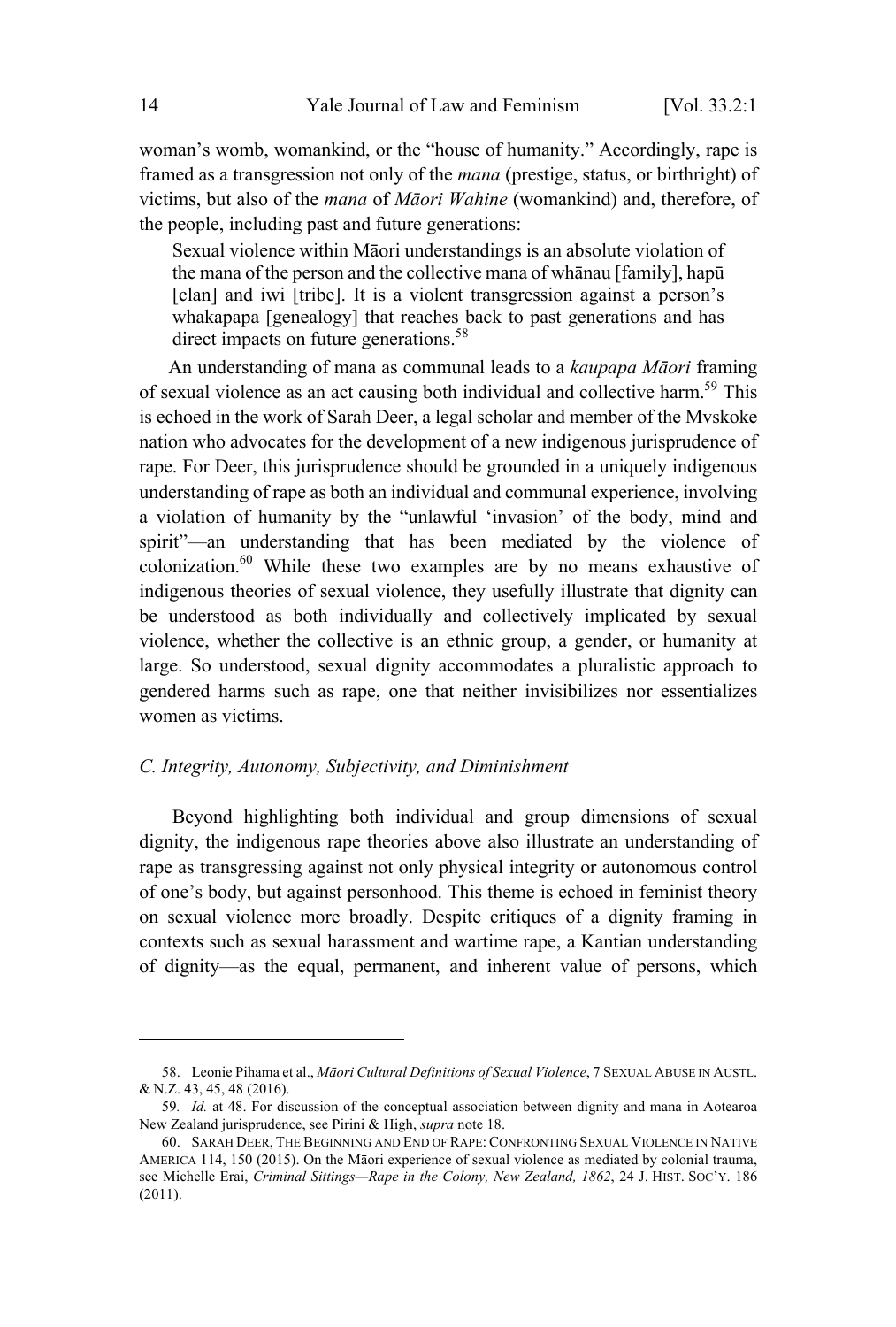woman's womb, womankind, or the "house of humanity." Accordingly, rape is framed as a transgression not only of the *mana* (prestige, status, or birthright) of victims, but also of the *mana* of *Māori Wahine* (womankind) and, therefore, of the people, including past and future generations:

> Sexual violence within Māori understandings is an absolute violation of the mana of the person and the collective mana of whānau [family], hapū [clan] and iwi [tribe]. It is a violent transgression against a person's whakapapa [genealogy] that reaches back to past generations and has direct impacts on future generations.[58]

An understanding of mana as communal leads to a *kaupapa Māori* framing of sexual violence as an act causing both individual and collective harm.[59] This is echoed in the work of Sarah Deer, a legal scholar and member of the Mvskoke nation who advocates for the development of a new indigenous jurisprudence of rape. For Deer, this jurisprudence should be grounded in a uniquely indigenous understanding of rape as both an individual and communal experience, involving a violation of humanity by the "unlawful 'invasion' of the body, mind and spirit"—an understanding that has been mediated by the violence of colonization.[60] While these two examples are by no means exhaustive of indigenous theories of sexual violence, they usefully illustrate that dignity can be understood as both individually and collectively implicated by sexual violence, whether the collective is an ethnic group, a gender, or humanity at large. So understood, sexual dignity accommodates a pluralistic approach to gendered harms such as rape, one that neither invisibilizes nor essentializes women as victims.

### *C. Integrity, Autonomy, Subjectivity, and Diminishment*

Beyond highlighting both individual and group dimensions of sexual dignity, the indigenous rape theories above also illustrate an understanding of rape as transgressing against not only physical integrity or autonomous control of one's body, but against personhood. This theme is echoed in feminist theory on sexual violence more broadly. Despite critiques of a dignity framing in contexts such as sexual harassment and wartime rape, a Kantian understanding of dignity—as the equal, permanent, and inherent value of persons, which

---

58. Leonie Pihama et al., *Māori Cultural Definitions of Sexual Violence*, 7 SEXUAL ABUSE IN AUSTL. & N.Z. 43, 45, 48 (2016).

59. *Id.* at 48. For discussion of the conceptual association between dignity and mana in Aotearoa New Zealand jurisprudence, see Pirini & High, *supra* note 18.

60. SARAH DEER, THE BEGINNING AND END OF RAPE: CONFRONTING SEXUAL VIOLENCE IN NATIVE AMERICA 114, 150 (2015). On the Māori experience of sexual violence as mediated by colonial trauma, see Michelle Erai, *Criminal Sittings—Rape in the Colony, New Zealand, 1862*, 24 J. HIST. SOC'Y. 186 (2011).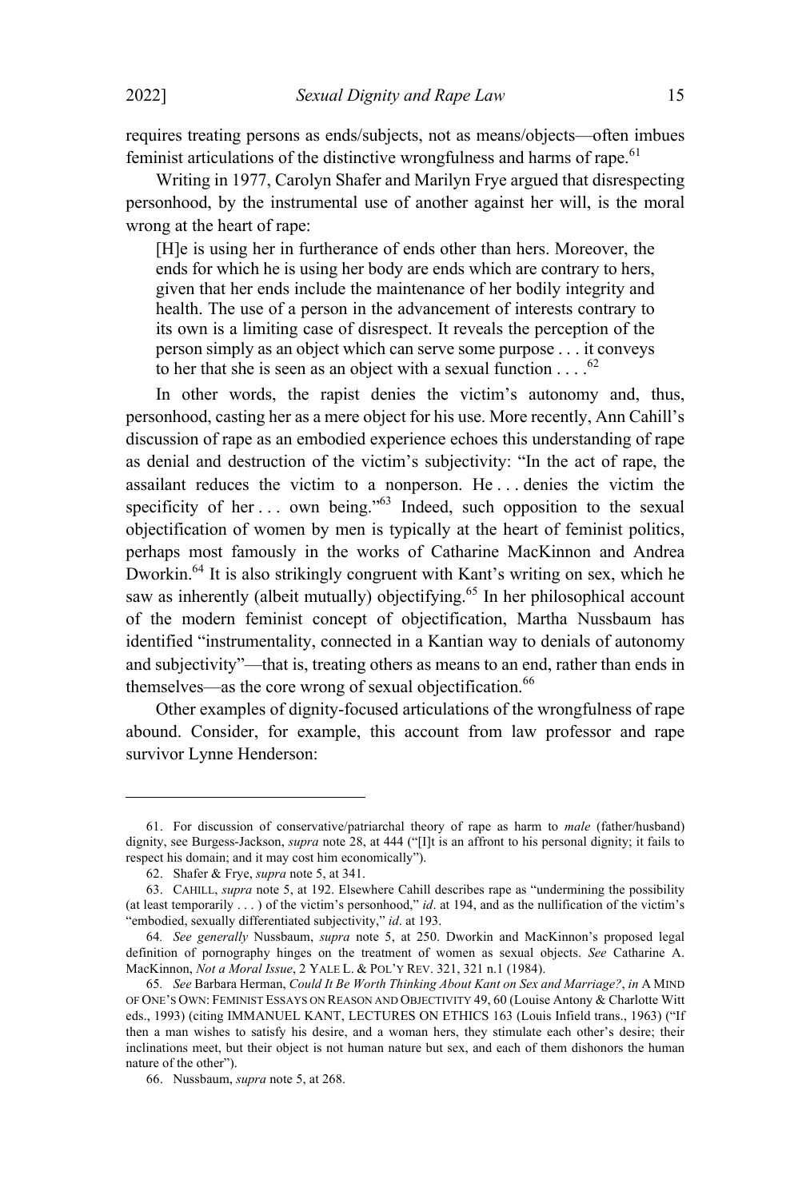requires treating persons as ends/subjects, not as means/objects—often imbues feminist articulations of the distinctive wrongfulness and harms of rape.[61]

Writing in 1977, Carolyn Shafer and Marilyn Frye argued that disrespecting personhood, by the instrumental use of another against her will, is the moral wrong at the heart of rape:

> [H]e is using her in furtherance of ends other than hers. Moreover, the ends for which he is using her body are ends which are contrary to hers, given that her ends include the maintenance of her bodily integrity and health. The use of a person in the advancement of interests contrary to its own is a limiting case of disrespect. It reveals the perception of the person simply as an object which can serve some purpose . . . it conveys to her that she is seen as an object with a sexual function . . . .[62]

In other words, the rapist denies the victim's autonomy and, thus, personhood, casting her as a mere object for his use. More recently, Ann Cahill's discussion of rape as an embodied experience echoes this understanding of rape as denial and destruction of the victim's subjectivity: "In the act of rape, the assailant reduces the victim to a nonperson. He . . . denies the victim the specificity of her . . . own being."[63] Indeed, such opposition to the sexual objectification of women by men is typically at the heart of feminist politics, perhaps most famously in the works of Catharine MacKinnon and Andrea Dworkin.[64] It is also strikingly congruent with Kant's writing on sex, which he saw as inherently (albeit mutually) objectifying.[65] In her philosophical account of the modern feminist concept of objectification, Martha Nussbaum has identified "instrumentality, connected in a Kantian way to denials of autonomy and subjectivity"—that is, treating others as means to an end, rather than ends in themselves—as the core wrong of sexual objectification.[66]

Other examples of dignity-focused articulations of the wrongfulness of rape abound. Consider, for example, this account from law professor and rape survivor Lynne Henderson:

---

61. For discussion of conservative/patriarchal theory of rape as harm to *male* (father/husband) dignity, see Burgess-Jackson, *supra* note 28, at 444 ("[I]t is an affront to his personal dignity; it fails to respect his domain; and it may cost him economically").

62. Shafer & Frye, *supra* note 5, at 341.

63. CAHILL, *supra* note 5, at 192. Elsewhere Cahill describes rape as "undermining the possibility (at least temporarily . . . ) of the victim's personhood," *id*. at 194, and as the nullification of the victim's "embodied, sexually differentiated subjectivity," *id*. at 193.

64. *See generally* Nussbaum, *supra* note 5, at 250. Dworkin and MacKinnon's proposed legal definition of pornography hinges on the treatment of women as sexual objects. *See* Catharine A. MacKinnon, *Not a Moral Issue*, 2 YALE L. & POL'Y REV. 321, 321 n.1 (1984).

65. *See* Barbara Herman, *Could It Be Worth Thinking About Kant on Sex and Marriage?*, *in* A MIND OF ONE'S OWN: FEMINIST ESSAYS ON REASON AND OBJECTIVITY 49, 60 (Louise Antony & Charlotte Witt eds., 1993) (citing IMMANUEL KANT, LECTURES ON ETHICS 163 (Louis Infield trans., 1963) ("If then a man wishes to satisfy his desire, and a woman hers, they stimulate each other's desire; their inclinations meet, but their object is not human nature but sex, and each of them dishonors the human nature of the other").

66. Nussbaum, *supra* note 5, at 268.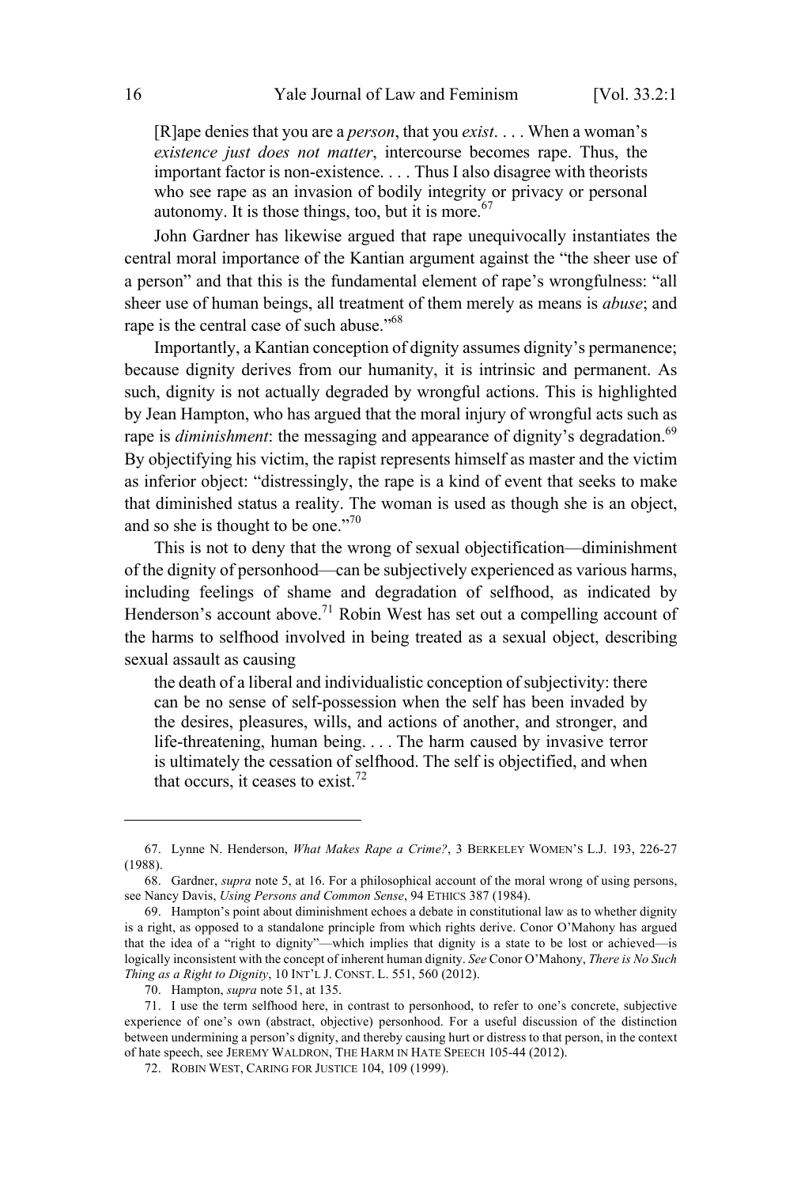> [R]ape denies that you are a *person*, that you *exist*. . . . When a woman's *existence just does not matter*, intercourse becomes rape. Thus, the important factor is non-existence. . . . Thus I also disagree with theorists who see rape as an invasion of bodily integrity or privacy or personal autonomy. It is those things, too, but it is more.[67]

John Gardner has likewise argued that rape unequivocally instantiates the central moral importance of the Kantian argument against the "the sheer use of a person" and that this is the fundamental element of rape's wrongfulness: "all sheer use of human beings, all treatment of them merely as means is *abuse*; and rape is the central case of such abuse."[68]

Importantly, a Kantian conception of dignity assumes dignity's permanence; because dignity derives from our humanity, it is intrinsic and permanent. As such, dignity is not actually degraded by wrongful actions. This is highlighted by Jean Hampton, who has argued that the moral injury of wrongful acts such as rape is *diminishment*: the messaging and appearance of dignity's degradation.[69] By objectifying his victim, the rapist represents himself as master and the victim as inferior object: "distressingly, the rape is a kind of event that seeks to make that diminished status a reality. The woman is used as though she is an object, and so she is thought to be one."[70]

This is not to deny that the wrong of sexual objectification—diminishment of the dignity of personhood—can be subjectively experienced as various harms, including feelings of shame and degradation of selfhood, as indicated by Henderson's account above.[71] Robin West has set out a compelling account of the harms to selfhood involved in being treated as a sexual object, describing sexual assault as causing

> the death of a liberal and individualistic conception of subjectivity: there can be no sense of self-possession when the self has been invaded by the desires, pleasures, wills, and actions of another, and stronger, and life-threatening, human being. . . . The harm caused by invasive terror is ultimately the cessation of selfhood. The self is objectified, and when that occurs, it ceases to exist.[72]

---

67. Lynne N. Henderson, *What Makes Rape a Crime?*, 3 BERKELEY WOMEN'S L.J. 193, 226-27 (1988).

68. Gardner, *supra* note 5, at 16. For a philosophical account of the moral wrong of using persons, see Nancy Davis, *Using Persons and Common Sense*, 94 ETHICS 387 (1984).

69. Hampton's point about diminishment echoes a debate in constitutional law as to whether dignity is a right, as opposed to a standalone principle from which rights derive. Conor O'Mahony has argued that the idea of a "right to dignity"—which implies that dignity is a state to be lost or achieved—is logically inconsistent with the concept of inherent human dignity. *See* Conor O'Mahony, *There is No Such Thing as a Right to Dignity*, 10 INT'L J. CONST. L. 551, 560 (2012).

70. Hampton, *supra* note 51, at 135.

71. I use the term selfhood here, in contrast to personhood, to refer to one's concrete, subjective experience of one's own (abstract, objective) personhood. For a useful discussion of the distinction between undermining a person's dignity, and thereby causing hurt or distress to that person, in the context of hate speech, see JEREMY WALDRON, THE HARM IN HATE SPEECH 105-44 (2012).

72. ROBIN WEST, CARING FOR JUSTICE 104, 109 (1999).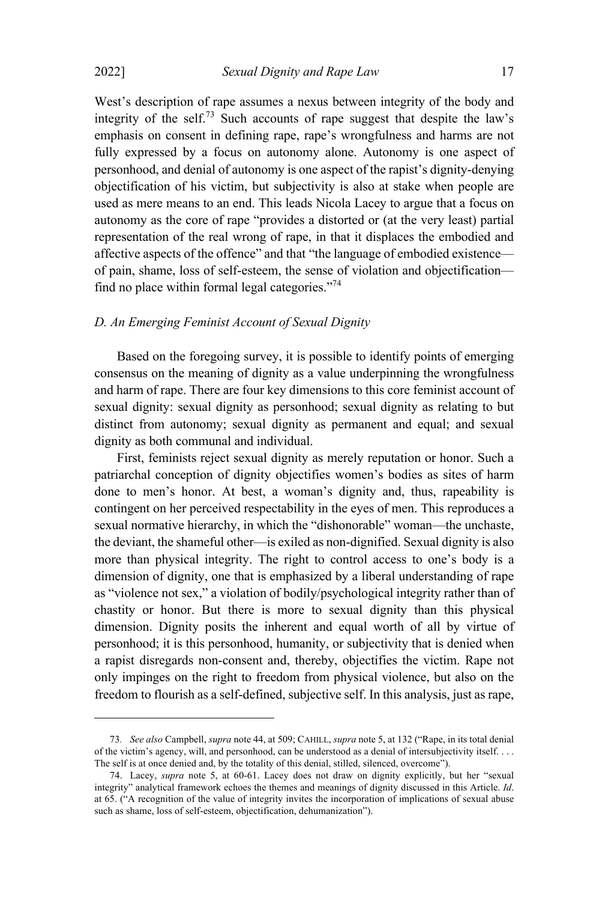West's description of rape assumes a nexus between integrity of the body and integrity of the self.[73] Such accounts of rape suggest that despite the law's emphasis on consent in defining rape, rape's wrongfulness and harms are not fully expressed by a focus on autonomy alone. Autonomy is one aspect of personhood, and denial of autonomy is one aspect of the rapist's dignity-denying objectification of his victim, but subjectivity is also at stake when people are used as mere means to an end. This leads Nicola Lacey to argue that a focus on autonomy as the core of rape "provides a distorted or (at the very least) partial representation of the real wrong of rape, in that it displaces the embodied and affective aspects of the offence" and that "the language of embodied existence—of pain, shame, loss of self-esteem, the sense of violation and objectification—find no place within formal legal categories."[74]

### *D. An Emerging Feminist Account of Sexual Dignity*

Based on the foregoing survey, it is possible to identify points of emerging consensus on the meaning of dignity as a value underpinning the wrongfulness and harm of rape. There are four key dimensions to this core feminist account of sexual dignity: sexual dignity as personhood; sexual dignity as relating to but distinct from autonomy; sexual dignity as permanent and equal; and sexual dignity as both communal and individual.

First, feminists reject sexual dignity as merely reputation or honor. Such a patriarchal conception of dignity objectifies women's bodies as sites of harm done to men's honor. At best, a woman's dignity and, thus, rapeability is contingent on her perceived respectability in the eyes of men. This reproduces a sexual normative hierarchy, in which the "dishonorable" woman—the unchaste, the deviant, the shameful other—is exiled as non-dignified. Sexual dignity is also more than physical integrity. The right to control access to one's body is a dimension of dignity, one that is emphasized by a liberal understanding of rape as "violence not sex," a violation of bodily/psychological integrity rather than of chastity or honor. But there is more to sexual dignity than this physical dimension. Dignity posits the inherent and equal worth of all by virtue of personhood; it is this personhood, humanity, or subjectivity that is denied when a rapist disregards non-consent and, thereby, objectifies the victim. Rape not only impinges on the right to freedom from physical violence, but also on the freedom to flourish as a self-defined, subjective self. In this analysis, just as rape,

---

73. *See also* Campbell, *supra* note 44, at 509; CAHILL, *supra* note 5, at 132 ("Rape, in its total denial of the victim's agency, will, and personhood, can be understood as a denial of intersubjectivity itself. . . . The self is at once denied and, by the totality of this denial, stilled, silenced, overcome").

74. Lacey, *supra* note 5, at 60-61. Lacey does not draw on dignity explicitly, but her "sexual integrity" analytical framework echoes the themes and meanings of dignity discussed in this Article. *Id*. at 65. ("A recognition of the value of integrity invites the incorporation of implications of sexual abuse such as shame, loss of self-esteem, objectification, dehumanization").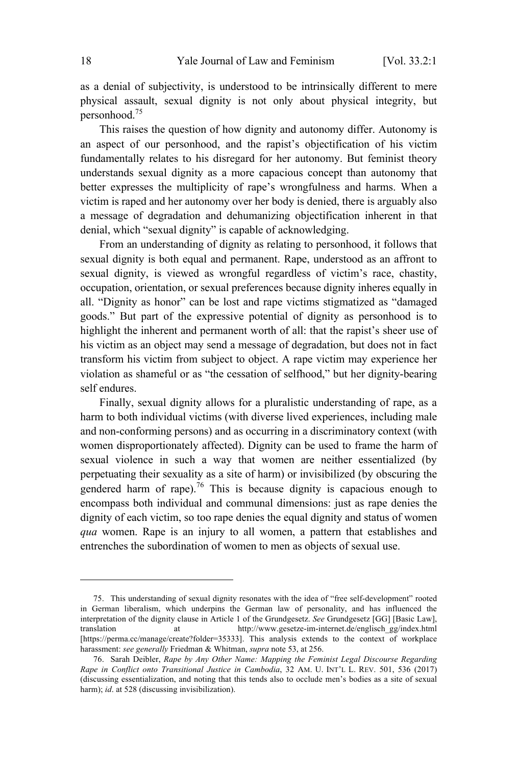as a denial of subjectivity, is understood to be intrinsically different to mere physical assault, sexual dignity is not only about physical integrity, but personhood.[75]

This raises the question of how dignity and autonomy differ. Autonomy is an aspect of our personhood, and the rapist's objectification of his victim fundamentally relates to his disregard for her autonomy. But feminist theory understands sexual dignity as a more capacious concept than autonomy that better expresses the multiplicity of rape's wrongfulness and harms. When a victim is raped and her autonomy over her body is denied, there is arguably also a message of degradation and dehumanizing objectification inherent in that denial, which "sexual dignity" is capable of acknowledging.

From an understanding of dignity as relating to personhood, it follows that sexual dignity is both equal and permanent. Rape, understood as an affront to sexual dignity, is viewed as wrongful regardless of victim's race, chastity, occupation, orientation, or sexual preferences because dignity inheres equally in all. "Dignity as honor" can be lost and rape victims stigmatized as "damaged goods." But part of the expressive potential of dignity as personhood is to highlight the inherent and permanent worth of all: that the rapist's sheer use of his victim as an object may send a message of degradation, but does not in fact transform his victim from subject to object. A rape victim may experience her violation as shameful or as "the cessation of selfhood," but her dignity-bearing self endures.

Finally, sexual dignity allows for a pluralistic understanding of rape, as a harm to both individual victims (with diverse lived experiences, including male and non-conforming persons) and as occurring in a discriminatory context (with women disproportionately affected). Dignity can be used to frame the harm of sexual violence in such a way that women are neither essentialized (by perpetuating their sexuality as a site of harm) or invisibilized (by obscuring the gendered harm of rape).[76] This is because dignity is capacious enough to encompass both individual and communal dimensions: just as rape denies the dignity of each victim, so too rape denies the equal dignity and status of women *qua* women. Rape is an injury to all women, a pattern that establishes and entrenches the subordination of women to men as objects of sexual use.

---

75. This understanding of sexual dignity resonates with the idea of "free self-development" rooted in German liberalism, which underpins the German law of personality, and has influenced the interpretation of the dignity clause in Article 1 of the Grundgesetz. *See* Grundgesetz [GG] [Basic Law], translation at http://www.gesetze-im-internet.de/englisch_gg/index.html [https://perma.cc/manage/create?folder=35333]. This analysis extends to the context of workplace harassment: *see generally* Friedman & Whitman, *supra* note 53, at 256.

76. Sarah Deibler, *Rape by Any Other Name: Mapping the Feminist Legal Discourse Regarding Rape in Conflict onto Transitional Justice in Cambodia*, 32 AM. U. INT'L L. REV. 501, 536 (2017) (discussing essentialization, and noting that this tends also to occlude men's bodies as a site of sexual harm); *id*. at 528 (discussing invisibilization).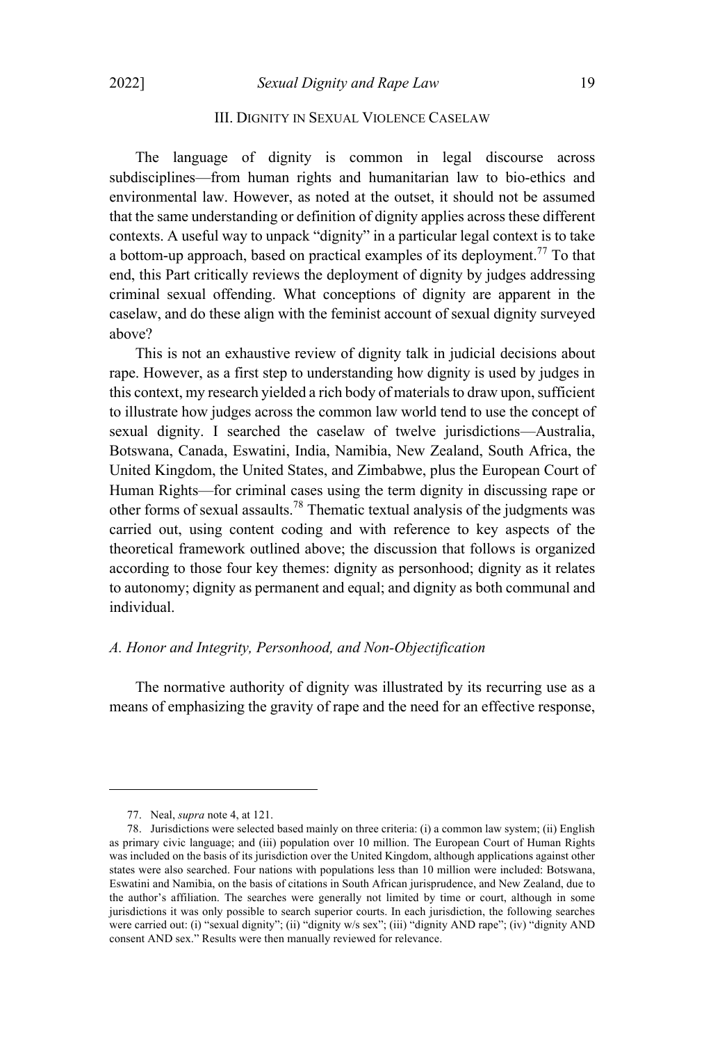## III. Dignity in Sexual Violence Caselaw

The language of dignity is common in legal discourse across subdisciplines—from human rights and humanitarian law to bio-ethics and environmental law. However, as noted at the outset, it should not be assumed that the same understanding or definition of dignity applies across these different contexts. A useful way to unpack "dignity" in a particular legal context is to take a bottom-up approach, based on practical examples of its deployment.[77] To that end, this Part critically reviews the deployment of dignity by judges addressing criminal sexual offending. What conceptions of dignity are apparent in the caselaw, and do these align with the feminist account of sexual dignity surveyed above?

This is not an exhaustive review of dignity talk in judicial decisions about rape. However, as a first step to understanding how dignity is used by judges in this context, my research yielded a rich body of materials to draw upon, sufficient to illustrate how judges across the common law world tend to use the concept of sexual dignity. I searched the caselaw of twelve jurisdictions—Australia, Botswana, Canada, Eswatini, India, Namibia, New Zealand, South Africa, the United Kingdom, the United States, and Zimbabwe, plus the European Court of Human Rights—for criminal cases using the term dignity in discussing rape or other forms of sexual assaults.[78] Thematic textual analysis of the judgments was carried out, using content coding and with reference to key aspects of the theoretical framework outlined above; the discussion that follows is organized according to those four key themes: dignity as personhood; dignity as it relates to autonomy; dignity as permanent and equal; and dignity as both communal and individual.

### *A. Honor and Integrity, Personhood, and Non-Objectification*

The normative authority of dignity was illustrated by its recurring use as a means of emphasizing the gravity of rape and the need for an effective response,

---

77. Neal, *supra* note 4, at 121.

78. Jurisdictions were selected based mainly on three criteria: (i) a common law system; (ii) English as primary civic language; and (iii) population over 10 million. The European Court of Human Rights was included on the basis of its jurisdiction over the United Kingdom, although applications against other states were also searched. Four nations with populations less than 10 million were included: Botswana, Eswatini and Namibia, on the basis of citations in South African jurisprudence, and New Zealand, due to the author's affiliation. The searches were generally not limited by time or court, although in some jurisdictions it was only possible to search superior courts. In each jurisdiction, the following searches were carried out: (i) "sexual dignity"; (ii) "dignity w/s sex"; (iii) "dignity AND rape"; (iv) "dignity AND consent AND sex." Results were then manually reviewed for relevance.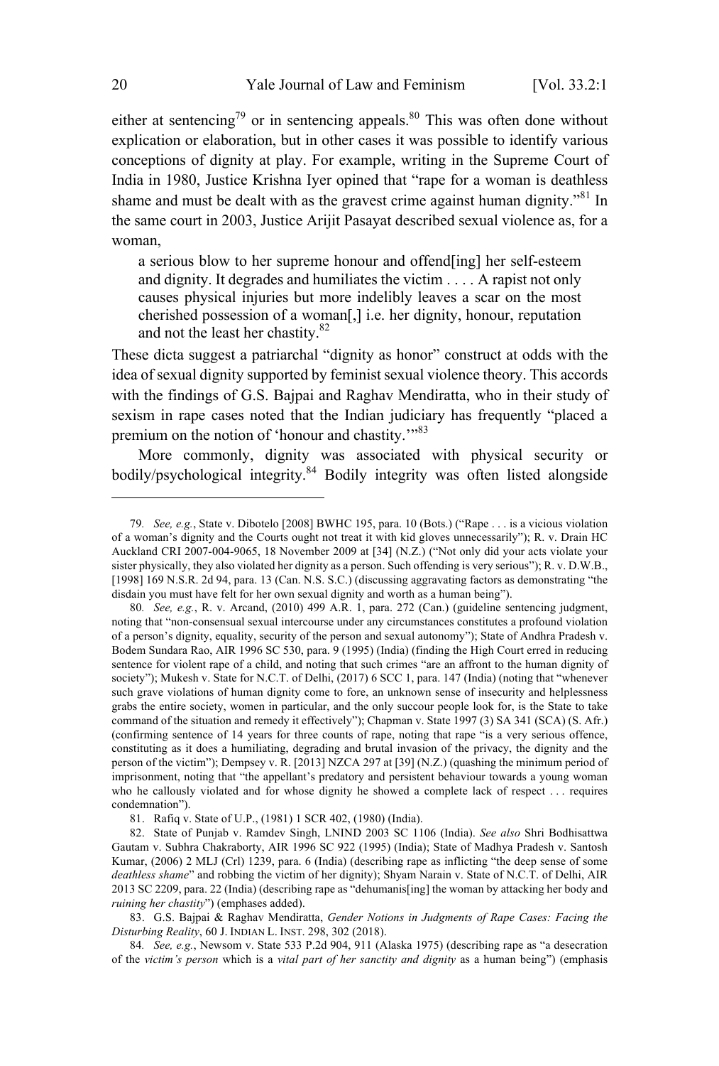either at sentencing[79] or in sentencing appeals.[80] This was often done without explication or elaboration, but in other cases it was possible to identify various conceptions of dignity at play. For example, writing in the Supreme Court of India in 1980, Justice Krishna Iyer opined that "rape for a woman is deathless shame and must be dealt with as the gravest crime against human dignity."[81] In the same court in 2003, Justice Arijit Pasayat described sexual violence as, for a woman,

> a serious blow to her supreme honour and offend[ing] her self-esteem and dignity. It degrades and humiliates the victim . . . . A rapist not only causes physical injuries but more indelibly leaves a scar on the most cherished possession of a woman[,] i.e. her dignity, honour, reputation and not the least her chastity.[82]

These dicta suggest a patriarchal "dignity as honor" construct at odds with the idea of sexual dignity supported by feminist sexual violence theory. This accords with the findings of G.S. Bajpai and Raghav Mendiratta, who in their study of sexism in rape cases noted that the Indian judiciary has frequently "placed a premium on the notion of 'honour and chastity.'"[83]

More commonly, dignity was associated with physical security or bodily/psychological integrity.[84] Bodily integrity was often listed alongside

---

79. *See, e.g.*, State v. Dibotelo [2008] BWHC 195, para. 10 (Bots.) ("Rape . . . is a vicious violation of a woman's dignity and the Courts ought not treat it with kid gloves unnecessarily"); R. v. Drain HC Auckland CRI 2007-004-9065, 18 November 2009 at [34] (N.Z.) ("Not only did your acts violate your sister physically, they also violated her dignity as a person. Such offending is very serious"); R. v. D.W.B., [1998] 169 N.S.R. 2d 94, para. 13 (Can. N.S. S.C.) (discussing aggravating factors as demonstrating "the disdain you must have felt for her own sexual dignity and worth as a human being").

80. *See, e.g.*, R. v. Arcand, (2010) 499 A.R. 1, para. 272 (Can.) (guideline sentencing judgment, noting that "non-consensual sexual intercourse under any circumstances constitutes a profound violation of a person's dignity, equality, security of the person and sexual autonomy"); State of Andhra Pradesh v. Bodem Sundara Rao, AIR 1996 SC 530, para. 9 (1995) (India) (finding the High Court erred in reducing sentence for violent rape of a child, and noting that such crimes "are an affront to the human dignity of society"); Mukesh v. State for N.C.T. of Delhi, (2017) 6 SCC 1, para. 147 (India) (noting that "whenever such grave violations of human dignity come to fore, an unknown sense of insecurity and helplessness grabs the entire society, women in particular, and the only succour people look for, is the State to take command of the situation and remedy it effectively"); Chapman v. State 1997 (3) SA 341 (SCA) (S. Afr.) (confirming sentence of 14 years for three counts of rape, noting that rape "is a very serious offence, constituting as it does a humiliating, degrading and brutal invasion of the privacy, the dignity and the person of the victim"); Dempsey v. R. [2013] NZCA 297 at [39] (N.Z.) (quashing the minimum period of imprisonment, noting that "the appellant's predatory and persistent behaviour towards a young woman who he callously violated and for whose dignity he showed a complete lack of respect . . . requires condemnation").

81. Rafiq v. State of U.P., (1981) 1 SCR 402, (1980) (India).

82. State of Punjab v. Ramdev Singh, LNIND 2003 SC 1106 (India). *See also* Shri Bodhisattwa Gautam v. Subhra Chakraborty, AIR 1996 SC 922 (1995) (India); State of Madhya Pradesh v. Santosh Kumar, (2006) 2 MLJ (Crl) 1239, para. 6 (India) (describing rape as inflicting "the deep sense of some *deathless shame*" and robbing the victim of her dignity); Shyam Narain v. State of N.C.T. of Delhi, AIR 2013 SC 2209, para. 22 (India) (describing rape as "dehumanis[ing] the woman by attacking her body and *ruining her chastity*") (emphases added).

83. G.S. Bajpai & Raghav Mendiratta, *Gender Notions in Judgments of Rape Cases: Facing the Disturbing Reality*, 60 J. INDIAN L. INST. 298, 302 (2018).

84. *See, e.g.*, Newsom v. State 533 P.2d 904, 911 (Alaska 1975) (describing rape as "a desecration of the *victim's person* which is a *vital part of her sanctity and dignity* as a human being") (emphasis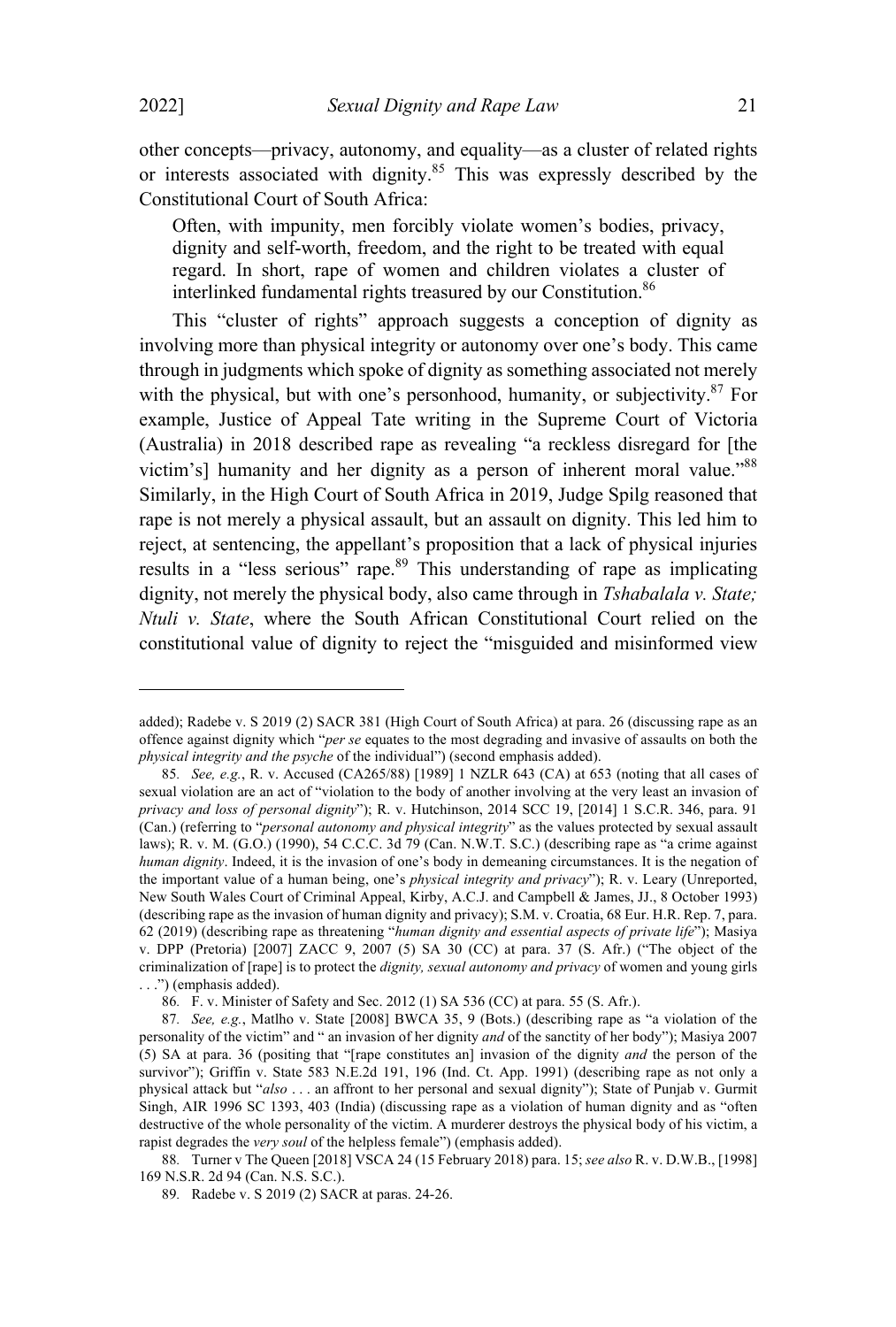other concepts—privacy, autonomy, and equality—as a cluster of related rights or interests associated with dignity.[85] This was expressly described by the Constitutional Court of South Africa:

> Often, with impunity, men forcibly violate women's bodies, privacy, dignity and self-worth, freedom, and the right to be treated with equal regard. In short, rape of women and children violates a cluster of interlinked fundamental rights treasured by our Constitution.[86]

This "cluster of rights" approach suggests a conception of dignity as involving more than physical integrity or autonomy over one's body. This came through in judgments which spoke of dignity as something associated not merely with the physical, but with one's personhood, humanity, or subjectivity.[87] For example, Justice of Appeal Tate writing in the Supreme Court of Victoria (Australia) in 2018 described rape as revealing "a reckless disregard for [the victim's] humanity and her dignity as a person of inherent moral value."[88] Similarly, in the High Court of South Africa in 2019, Judge Spilg reasoned that rape is not merely a physical assault, but an assault on dignity. This led him to reject, at sentencing, the appellant's proposition that a lack of physical injuries results in a "less serious" rape.[89] This understanding of rape as implicating dignity, not merely the physical body, also came through in *Tshabalala v. State; Ntuli v. State*, where the South African Constitutional Court relied on the constitutional value of dignity to reject the "misguided and misinformed view

---

added); Radebe v. S 2019 (2) SACR 381 (High Court of South Africa) at para. 26 (discussing rape as an offence against dignity which "*per se* equates to the most degrading and invasive of assaults on both the *physical integrity and the psyche* of the individual") (second emphasis added).

85. *See, e.g.*, R. v. Accused (CA265/88) [1989] 1 NZLR 643 (CA) at 653 (noting that all cases of sexual violation are an act of "violation to the body of another involving at the very least an invasion of *privacy and loss of personal dignity*"); R. v. Hutchinson, 2014 SCC 19, [2014] 1 S.C.R. 346, para. 91 (Can.) (referring to "*personal autonomy and physical integrity*" as the values protected by sexual assault laws); R. v. M. (G.O.) (1990), 54 C.C.C. 3d 79 (Can. N.W.T. S.C.) (describing rape as "a crime against *human dignity*. Indeed, it is the invasion of one's body in demeaning circumstances. It is the negation of the important value of a human being, one's *physical integrity and privacy*"); R. v. Leary (Unreported, New South Wales Court of Criminal Appeal, Kirby, A.C.J. and Campbell & James, JJ., 8 October 1993) (describing rape as the invasion of human dignity and privacy); S.M. v. Croatia, 68 Eur. H.R. Rep. 7, para. 62 (2019) (describing rape as threatening "*human dignity and essential aspects of private life*"); Masiya v. DPP (Pretoria) [2007] ZACC 9, 2007 (5) SA 30 (CC) at para. 37 (S. Afr.) ("The object of the criminalization of [rape] is to protect the *dignity, sexual autonomy and privacy* of women and young girls . . .") (emphasis added).

86. F. v. Minister of Safety and Sec. 2012 (1) SA 536 (CC) at para. 55 (S. Afr.).

87. *See, e.g.*, Matlho v. State [2008] BWCA 35, 9 (Bots.) (describing rape as "a violation of the personality of the victim" and " an invasion of her dignity *and* of the sanctity of her body"); Masiya 2007 (5) SA at para. 36 (positing that "[rape constitutes an] invasion of the dignity *and* the person of the survivor"); Griffin v. State 583 N.E.2d 191, 196 (Ind. Ct. App. 1991) (describing rape as not only a physical attack but "*also* . . . an affront to her personal and sexual dignity"); State of Punjab v. Gurmit Singh, AIR 1996 SC 1393, 403 (India) (discussing rape as a violation of human dignity and as "often destructive of the whole personality of the victim. A murderer destroys the physical body of his victim, a rapist degrades the *very soul* of the helpless female") (emphasis added).

88. Turner v The Queen [2018] VSCA 24 (15 February 2018) para. 15; *see also* R. v. D.W.B., [1998] 169 N.S.R. 2d 94 (Can. N.S. S.C.).

89. Radebe v. S 2019 (2) SACR at paras. 24-26.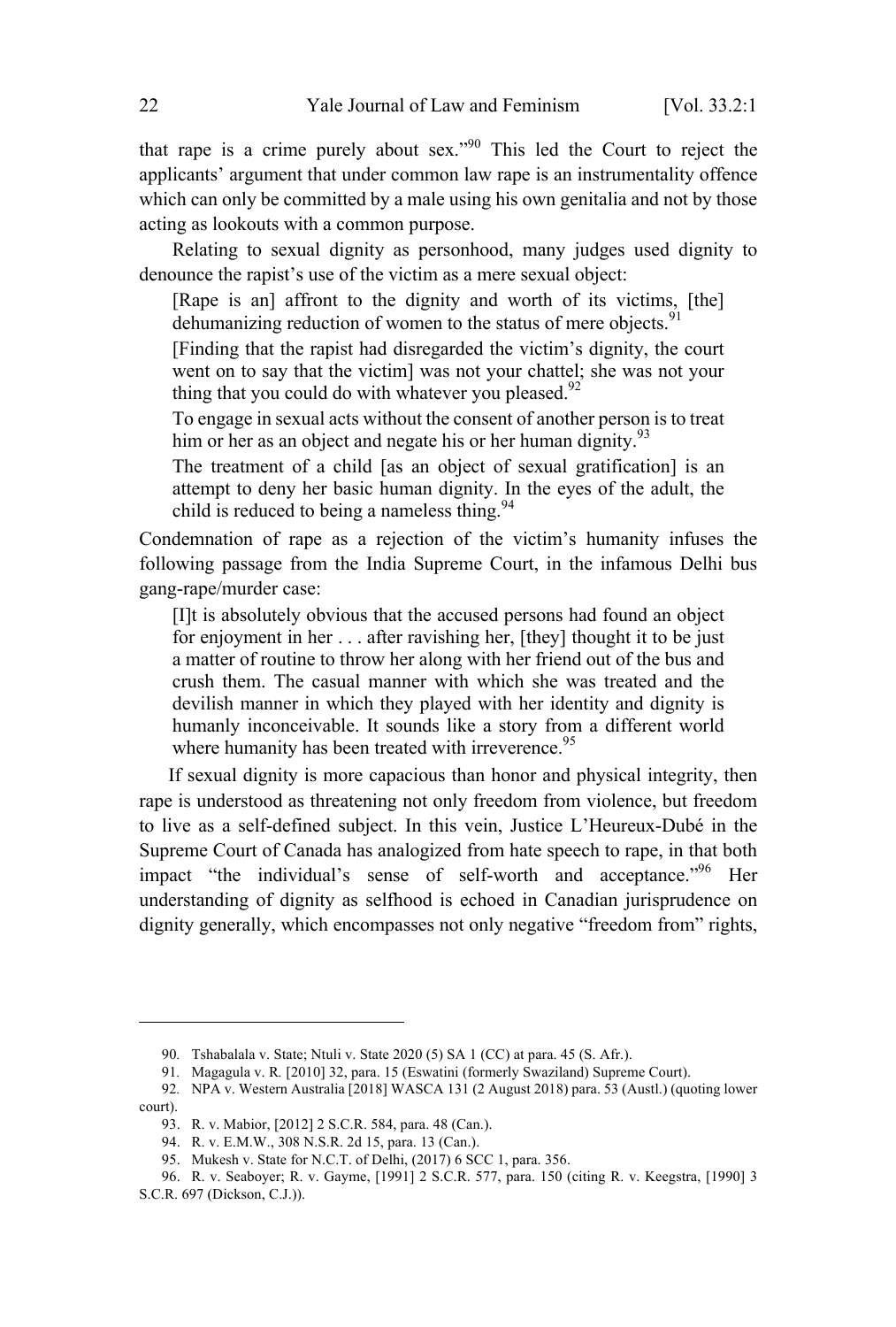that rape is a crime purely about sex."[90] This led the Court to reject the applicants' argument that under common law rape is an instrumentality offence which can only be committed by a male using his own genitalia and not by those acting as lookouts with a common purpose.

Relating to sexual dignity as personhood, many judges used dignity to denounce the rapist's use of the victim as a mere sexual object:

> [Rape is an] affront to the dignity and worth of its victims, [the] dehumanizing reduction of women to the status of mere objects.[91]
>
> [Finding that the rapist had disregarded the victim's dignity, the court went on to say that the victim] was not your chattel; she was not your thing that you could do with whatever you pleased.[92]
>
> To engage in sexual acts without the consent of another person is to treat him or her as an object and negate his or her human dignity.[93]
>
> The treatment of a child [as an object of sexual gratification] is an attempt to deny her basic human dignity. In the eyes of the adult, the child is reduced to being a nameless thing.[94]

Condemnation of rape as a rejection of the victim's humanity infuses the following passage from the India Supreme Court, in the infamous Delhi bus gang-rape/murder case:

> [I]t is absolutely obvious that the accused persons had found an object for enjoyment in her . . . after ravishing her, [they] thought it to be just a matter of routine to throw her along with her friend out of the bus and crush them. The casual manner with which she was treated and the devilish manner in which they played with her identity and dignity is humanly inconceivable. It sounds like a story from a different world where humanity has been treated with irreverence.[95]

If sexual dignity is more capacious than honor and physical integrity, then rape is understood as threatening not only freedom from violence, but freedom to live as a self-defined subject. In this vein, Justice L'Heureux-Dubé in the Supreme Court of Canada has analogized from hate speech to rape, in that both impact "the individual's sense of self-worth and acceptance."[96] Her understanding of dignity as selfhood is echoed in Canadian jurisprudence on dignity generally, which encompasses not only negative "freedom from" rights,

---

90. Tshabalala v. State; Ntuli v. State 2020 (5) SA 1 (CC) at para. 45 (S. Afr.).

91. Magagula v. R. [2010] 32, para. 15 (Eswatini (formerly Swaziland) Supreme Court).

92. NPA v. Western Australia [2018] WASCA 131 (2 August 2018) para. 53 (Austl.) (quoting lower court).

93. R. v. Mabior, [2012] 2 S.C.R. 584, para. 48 (Can.).

94. R. v. E.M.W., 308 N.S.R. 2d 15, para. 13 (Can.).

95. Mukesh v. State for N.C.T. of Delhi, (2017) 6 SCC 1, para. 356.

96. R. v. Seaboyer; R. v. Gayme, [1991] 2 S.C.R. 577, para. 150 (citing R. v. Keegstra, [1990] 3 S.C.R. 697 (Dickson, C.J.)).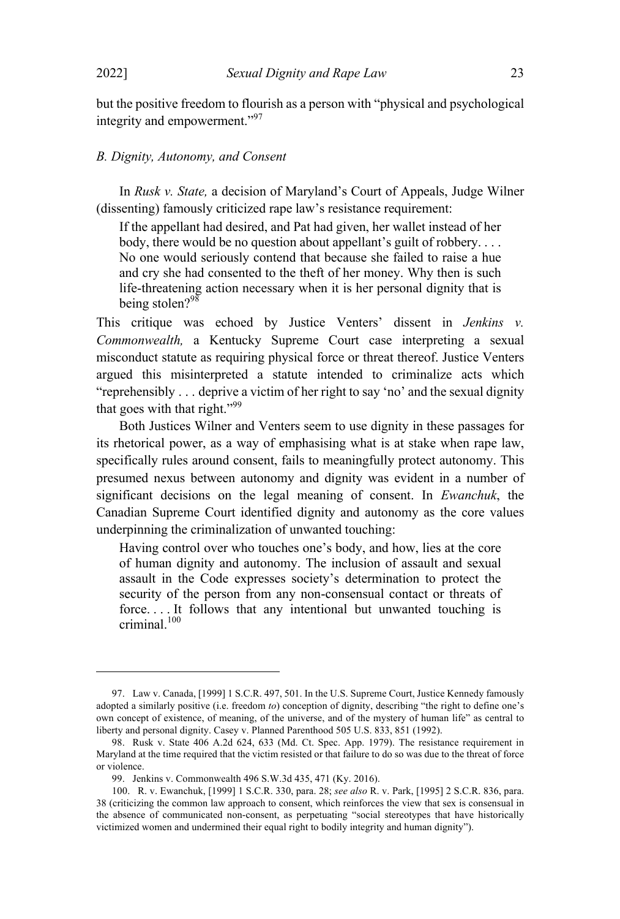but the positive freedom to flourish as a person with "physical and psychological integrity and empowerment."[97]

### *B. Dignity, Autonomy, and Consent*

In *Rusk v. State,* a decision of Maryland's Court of Appeals, Judge Wilner (dissenting) famously criticized rape law's resistance requirement:

> If the appellant had desired, and Pat had given, her wallet instead of her body, there would be no question about appellant's guilt of robbery. . . . No one would seriously contend that because she failed to raise a hue and cry she had consented to the theft of her money. Why then is such life-threatening action necessary when it is her personal dignity that is being stolen?[98]

This critique was echoed by Justice Venters' dissent in *Jenkins v. Commonwealth,* a Kentucky Supreme Court case interpreting a sexual misconduct statute as requiring physical force or threat thereof. Justice Venters argued this misinterpreted a statute intended to criminalize acts which "reprehensibly . . . deprive a victim of her right to say 'no' and the sexual dignity that goes with that right."[99]

Both Justices Wilner and Venters seem to use dignity in these passages for its rhetorical power, as a way of emphasising what is at stake when rape law, specifically rules around consent, fails to meaningfully protect autonomy. This presumed nexus between autonomy and dignity was evident in a number of significant decisions on the legal meaning of consent. In *Ewanchuk*, the Canadian Supreme Court identified dignity and autonomy as the core values underpinning the criminalization of unwanted touching:

> Having control over who touches one's body, and how, lies at the core of human dignity and autonomy. The inclusion of assault and sexual assault in the Code expresses society's determination to protect the security of the person from any non-consensual contact or threats of force. . . . It follows that any intentional but unwanted touching is criminal.[100]

---

97. Law v. Canada, [1999] 1 S.C.R. 497, 501. In the U.S. Supreme Court, Justice Kennedy famously adopted a similarly positive (i.e. freedom *to*) conception of dignity, describing "the right to define one's own concept of existence, of meaning, of the universe, and of the mystery of human life" as central to liberty and personal dignity. Casey v. Planned Parenthood 505 U.S. 833, 851 (1992).

98. Rusk v. State 406 A.2d 624, 633 (Md. Ct. Spec. App. 1979). The resistance requirement in Maryland at the time required that the victim resisted or that failure to do so was due to the threat of force or violence.

99. Jenkins v. Commonwealth 496 S.W.3d 435, 471 (Ky. 2016).

100. R. v. Ewanchuk, [1999] 1 S.C.R. 330, para. 28; *see also* R. v. Park, [1995] 2 S.C.R. 836, para. 38 (criticizing the common law approach to consent, which reinforces the view that sex is consensual in the absence of communicated non-consent, as perpetuating "social stereotypes that have historically victimized women and undermined their equal right to bodily integrity and human dignity").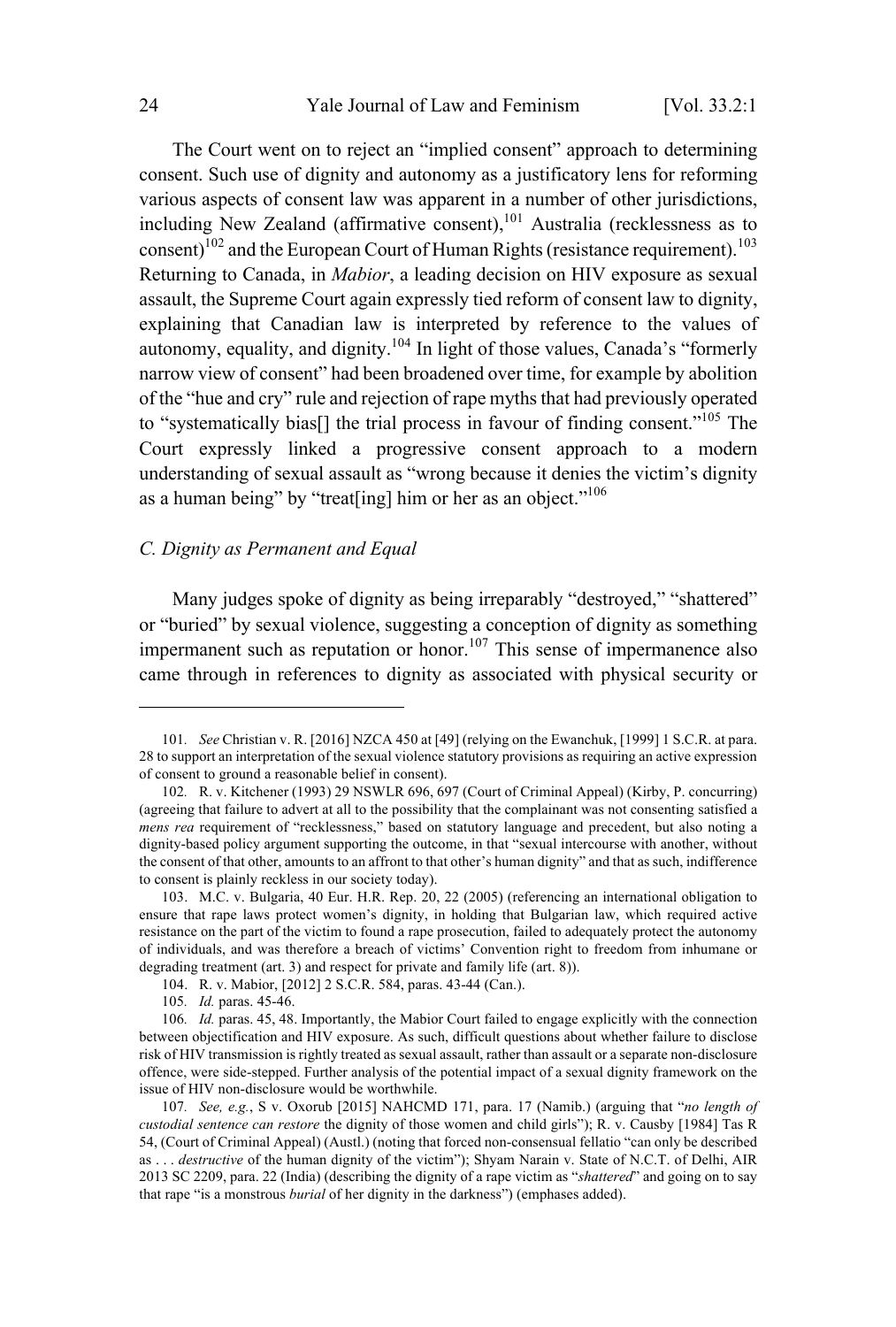The Court went on to reject an "implied consent" approach to determining consent. Such use of dignity and autonomy as a justificatory lens for reforming various aspects of consent law was apparent in a number of other jurisdictions, including New Zealand (affirmative consent),[101] Australia (recklessness as to consent)[102] and the European Court of Human Rights (resistance requirement).[103] Returning to Canada, in *Mabior*, a leading decision on HIV exposure as sexual assault, the Supreme Court again expressly tied reform of consent law to dignity, explaining that Canadian law is interpreted by reference to the values of autonomy, equality, and dignity.[104] In light of those values, Canada's "formerly narrow view of consent" had been broadened over time, for example by abolition of the "hue and cry" rule and rejection of rape myths that had previously operated to "systematically bias[] the trial process in favour of finding consent."[105] The Court expressly linked a progressive consent approach to a modern understanding of sexual assault as "wrong because it denies the victim's dignity as a human being" by "treat[ing] him or her as an object."[106]

### *C. Dignity as Permanent and Equal*

Many judges spoke of dignity as being irreparably "destroyed," "shattered" or "buried" by sexual violence, suggesting a conception of dignity as something impermanent such as reputation or honor.[107] This sense of impermanence also came through in references to dignity as associated with physical security or

---

101. *See* Christian v. R. [2016] NZCA 450 at [49] (relying on the Ewanchuk, [1999] 1 S.C.R. at para. 28 to support an interpretation of the sexual violence statutory provisions as requiring an active expression of consent to ground a reasonable belief in consent).

102. R. v. Kitchener (1993) 29 NSWLR 696, 697 (Court of Criminal Appeal) (Kirby, P. concurring) (agreeing that failure to advert at all to the possibility that the complainant was not consenting satisfied a *mens rea* requirement of "recklessness," based on statutory language and precedent, but also noting a dignity-based policy argument supporting the outcome, in that "sexual intercourse with another, without the consent of that other, amounts to an affront to that other's human dignity" and that as such, indifference to consent is plainly reckless in our society today).

103. M.C. v. Bulgaria, 40 Eur. H.R. Rep. 20, 22 (2005) (referencing an international obligation to ensure that rape laws protect women's dignity, in holding that Bulgarian law, which required active resistance on the part of the victim to found a rape prosecution, failed to adequately protect the autonomy of individuals, and was therefore a breach of victims' Convention right to freedom from inhumane or degrading treatment (art. 3) and respect for private and family life (art. 8)).

104. R. v. Mabior, [2012] 2 S.C.R. 584, paras. 43-44 (Can.).

105. *Id.* paras. 45-46.

106. *Id.* paras. 45, 48. Importantly, the Mabior Court failed to engage explicitly with the connection between objectification and HIV exposure. As such, difficult questions about whether failure to disclose risk of HIV transmission is rightly treated as sexual assault, rather than assault or a separate non-disclosure offence, were side-stepped. Further analysis of the potential impact of a sexual dignity framework on the issue of HIV non-disclosure would be worthwhile.

107. *See, e.g.*, S v. Oxorub [2015] NAHCMD 171, para. 17 (Namib.) (arguing that "*no length of custodial sentence can restore* the dignity of those women and child girls"); R. v. Causby [1984] Tas R 54, (Court of Criminal Appeal) (Austl.) (noting that forced non-consensual fellatio "can only be described as . . . *destructive* of the human dignity of the victim"); Shyam Narain v. State of N.C.T. of Delhi, AIR 2013 SC 2209, para. 22 (India) (describing the dignity of a rape victim as "*shattered*" and going on to say that rape "is a monstrous *burial* of her dignity in the darkness") (emphases added).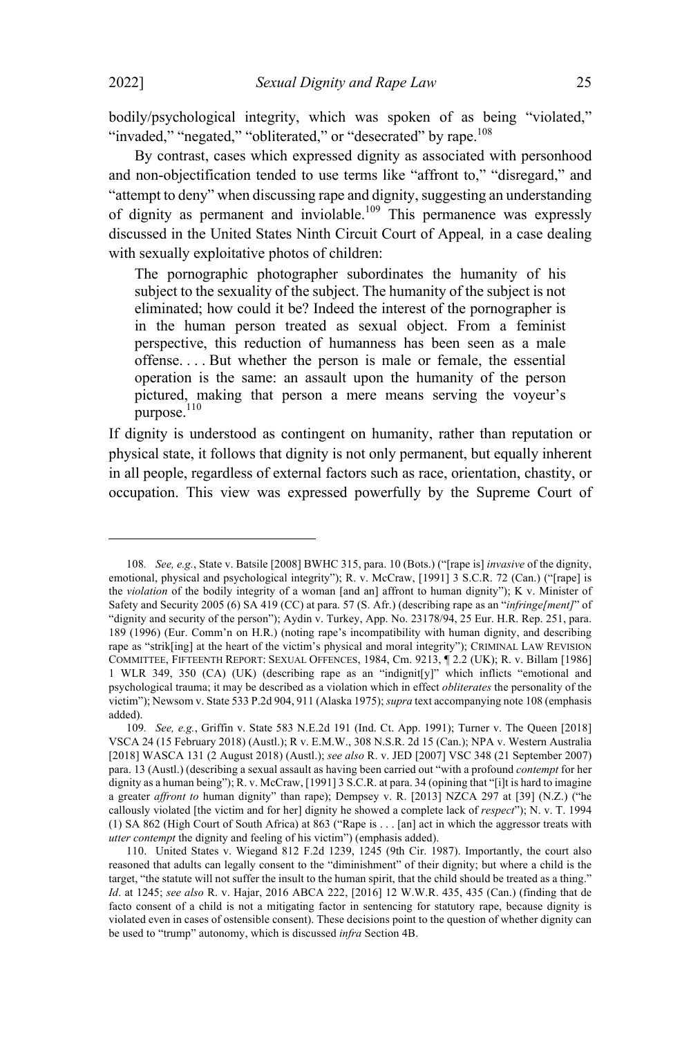bodily/psychological integrity, which was spoken of as being "violated," "invaded," "negated," "obliterated," or "desecrated" by rape.[108]

By contrast, cases which expressed dignity as associated with personhood and non-objectification tended to use terms like "affront to," "disregard," and "attempt to deny" when discussing rape and dignity, suggesting an understanding of dignity as permanent and inviolable.[109] This permanence was expressly discussed in the United States Ninth Circuit Court of Appeal*,* in a case dealing with sexually exploitative photos of children:

> The pornographic photographer subordinates the humanity of his subject to the sexuality of the subject. The humanity of the subject is not eliminated; how could it be? Indeed the interest of the pornographer is in the human person treated as sexual object. From a feminist perspective, this reduction of humanness has been seen as a male offense. . . . But whether the person is male or female, the essential operation is the same: an assault upon the humanity of the person pictured, making that person a mere means serving the voyeur's purpose.[110]

If dignity is understood as contingent on humanity, rather than reputation or physical state, it follows that dignity is not only permanent, but equally inherent in all people, regardless of external factors such as race, orientation, chastity, or occupation. This view was expressed powerfully by the Supreme Court of

---

108. *See, e.g.*, State v. Batsile [2008] BWHC 315, para. 10 (Bots.) ("[rape is] *invasive* of the dignity, emotional, physical and psychological integrity"); R. v. McCraw, [1991] 3 S.C.R. 72 (Can.) ("[rape] is the *violation* of the bodily integrity of a woman [and an] affront to human dignity"); K v. Minister of Safety and Security 2005 (6) SA 419 (CC) at para. 57 (S. Afr.) (describing rape as an "*infringe[ment]*" of "dignity and security of the person"); Aydin v. Turkey, App. No. 23178/94, 25 Eur. H.R. Rep. 251, para. 189 (1996) (Eur. Comm'n on H.R.) (noting rape's incompatibility with human dignity, and describing rape as "strik[ing] at the heart of the victim's physical and moral integrity"); CRIMINAL LAW REVISION COMMITTEE, FIFTEENTH REPORT: SEXUAL OFFENCES, 1984, Cm. 9213, ¶ 2.2 (UK); R. v. Billam [1986] 1 WLR 349, 350 (CA) (UK) (describing rape as an "indignit[y]" which inflicts "emotional and psychological trauma; it may be described as a violation which in effect *obliterates* the personality of the victim"); Newsom v. State 533 P.2d 904, 911 (Alaska 1975); *supra* text accompanying note 108 (emphasis added).

109. *See, e.g.*, Griffin v. State 583 N.E.2d 191 (Ind. Ct. App. 1991); Turner v. The Queen [2018] VSCA 24 (15 February 2018) (Austl.); R v. E.M.W., 308 N.S.R. 2d 15 (Can.); NPA v. Western Australia [2018] WASCA 131 (2 August 2018) (Austl.); *see also* R. v. JED [2007] VSC 348 (21 September 2007) para. 13 (Austl.) (describing a sexual assault as having been carried out "with a profound *contempt* for her dignity as a human being"); R. v. McCraw, [1991] 3 S.C.R. at para. 34 (opining that "[i]t is hard to imagine a greater *affront to* human dignity" than rape); Dempsey v. R. [2013] NZCA 297 at [39] (N.Z.) ("he callously violated [the victim and for her] dignity he showed a complete lack of *respect*"); N. v. T. 1994 (1) SA 862 (High Court of South Africa) at 863 ("Rape is . . . [an] act in which the aggressor treats with *utter contempt* the dignity and feeling of his victim") (emphasis added).

110. United States v. Wiegand 812 F.2d 1239, 1245 (9th Cir. 1987). Importantly, the court also reasoned that adults can legally consent to the "diminishment" of their dignity; but where a child is the target, "the statute will not suffer the insult to the human spirit, that the child should be treated as a thing." *Id*. at 1245; *see also* R. v. Hajar, 2016 ABCA 222, [2016] 12 W.W.R. 435, 435 (Can.) (finding that de facto consent of a child is not a mitigating factor in sentencing for statutory rape, because dignity is violated even in cases of ostensible consent). These decisions point to the question of whether dignity can be used to "trump" autonomy, which is discussed *infra* Section 4B.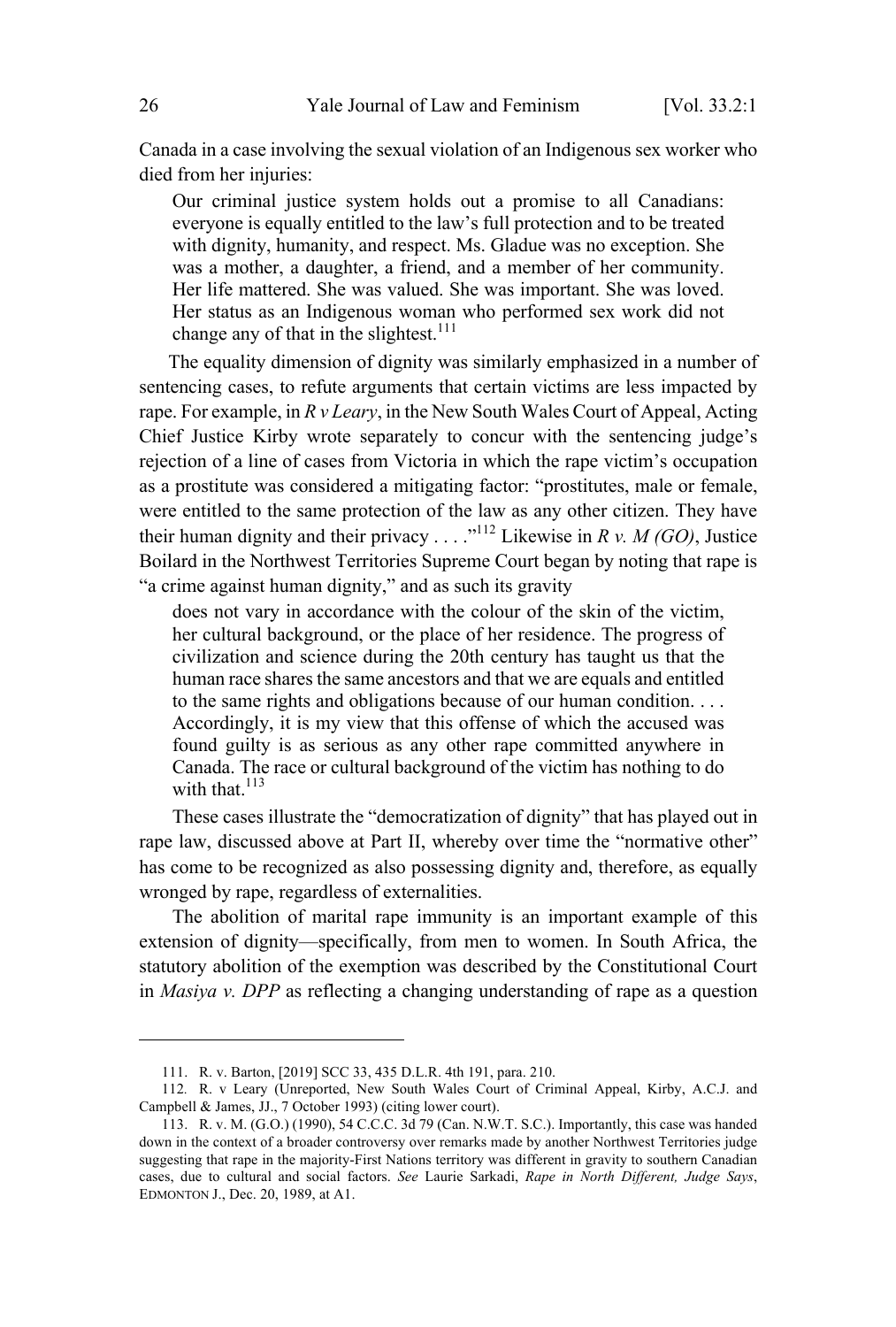Canada in a case involving the sexual violation of an Indigenous sex worker who died from her injuries:

> Our criminal justice system holds out a promise to all Canadians: everyone is equally entitled to the law's full protection and to be treated with dignity, humanity, and respect. Ms. Gladue was no exception. She was a mother, a daughter, a friend, and a member of her community. Her life mattered. She was valued. She was important. She was loved. Her status as an Indigenous woman who performed sex work did not change any of that in the slightest.[111]

The equality dimension of dignity was similarly emphasized in a number of sentencing cases, to refute arguments that certain victims are less impacted by rape. For example, in *R v Leary*, in the New South Wales Court of Appeal, Acting Chief Justice Kirby wrote separately to concur with the sentencing judge's rejection of a line of cases from Victoria in which the rape victim's occupation as a prostitute was considered a mitigating factor: "prostitutes, male or female, were entitled to the same protection of the law as any other citizen. They have their human dignity and their privacy . . . ."[112] Likewise in *R v. M (GO)*, Justice Boilard in the Northwest Territories Supreme Court began by noting that rape is "a crime against human dignity," and as such its gravity

> does not vary in accordance with the colour of the skin of the victim, her cultural background, or the place of her residence. The progress of civilization and science during the 20th century has taught us that the human race shares the same ancestors and that we are equals and entitled to the same rights and obligations because of our human condition. . . . Accordingly, it is my view that this offense of which the accused was found guilty is as serious as any other rape committed anywhere in Canada. The race or cultural background of the victim has nothing to do with that.[113]

These cases illustrate the "democratization of dignity" that has played out in rape law, discussed above at Part II, whereby over time the "normative other" has come to be recognized as also possessing dignity and, therefore, as equally wronged by rape, regardless of externalities.

The abolition of marital rape immunity is an important example of this extension of dignity—specifically, from men to women. In South Africa, the statutory abolition of the exemption was described by the Constitutional Court in *Masiya v. DPP* as reflecting a changing understanding of rape as a question

---

111. R. v. Barton, [2019] SCC 33, 435 D.L.R. 4th 191, para. 210.

112. R. v Leary (Unreported, New South Wales Court of Criminal Appeal, Kirby, A.C.J. and Campbell & James, JJ., 7 October 1993) (citing lower court).

113. R. v. M. (G.O.) (1990), 54 C.C.C. 3d 79 (Can. N.W.T. S.C.). Importantly, this case was handed down in the context of a broader controversy over remarks made by another Northwest Territories judge suggesting that rape in the majority-First Nations territory was different in gravity to southern Canadian cases, due to cultural and social factors. *See* Laurie Sarkadi, *Rape in North Different, Judge Says*, EDMONTON J., Dec. 20, 1989, at A1.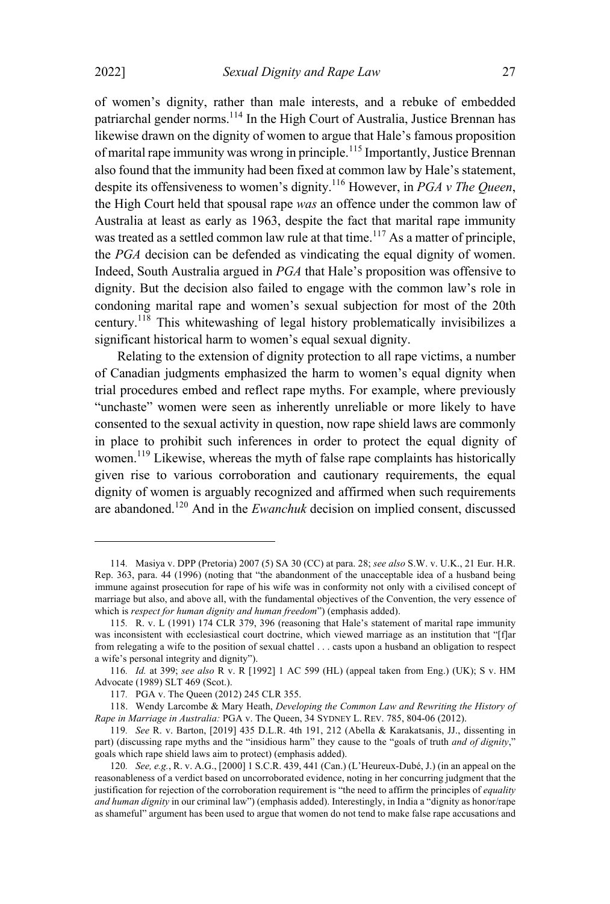of women's dignity, rather than male interests, and a rebuke of embedded patriarchal gender norms.[114] In the High Court of Australia, Justice Brennan has likewise drawn on the dignity of women to argue that Hale's famous proposition of marital rape immunity was wrong in principle.[115] Importantly, Justice Brennan also found that the immunity had been fixed at common law by Hale's statement, despite its offensiveness to women's dignity.[116] However, in *PGA v The Queen*, the High Court held that spousal rape *was* an offence under the common law of Australia at least as early as 1963, despite the fact that marital rape immunity was treated as a settled common law rule at that time.[117] As a matter of principle, the *PGA* decision can be defended as vindicating the equal dignity of women. Indeed, South Australia argued in *PGA* that Hale's proposition was offensive to dignity. But the decision also failed to engage with the common law's role in condoning marital rape and women's sexual subjection for most of the 20th century.[118] This whitewashing of legal history problematically invisibilizes a significant historical harm to women's equal sexual dignity.

Relating to the extension of dignity protection to all rape victims, a number of Canadian judgments emphasized the harm to women's equal dignity when trial procedures embed and reflect rape myths. For example, where previously "unchaste" women were seen as inherently unreliable or more likely to have consented to the sexual activity in question, now rape shield laws are commonly in place to prohibit such inferences in order to protect the equal dignity of women.[119] Likewise, whereas the myth of false rape complaints has historically given rise to various corroboration and cautionary requirements, the equal dignity of women is arguably recognized and affirmed when such requirements are abandoned.[120] And in the *Ewanchuk* decision on implied consent, discussed

---

114. Masiya v. DPP (Pretoria) 2007 (5) SA 30 (CC) at para. 28; *see also* S.W. v. U.K., 21 Eur. H.R. Rep. 363, para. 44 (1996) (noting that "the abandonment of the unacceptable idea of a husband being immune against prosecution for rape of his wife was in conformity not only with a civilised concept of marriage but also, and above all, with the fundamental objectives of the Convention, the very essence of which is *respect for human dignity and human freedom*") (emphasis added).

115. R. v. L (1991) 174 CLR 379, 396 (reasoning that Hale's statement of marital rape immunity was inconsistent with ecclesiastical court doctrine, which viewed marriage as an institution that "[f]ar from relegating a wife to the position of sexual chattel . . . casts upon a husband an obligation to respect a wife's personal integrity and dignity").

116. *Id.* at 399; *see also* R v. R [1992] 1 AC 599 (HL) (appeal taken from Eng.) (UK); S v. HM Advocate (1989) SLT 469 (Scot.).

117. PGA v. The Queen (2012) 245 CLR 355.

118. Wendy Larcombe & Mary Heath, *Developing the Common Law and Rewriting the History of Rape in Marriage in Australia:* PGA v. The Queen, 34 SYDNEY L. REV. 785, 804-06 (2012).

119. *See* R. v. Barton, [2019] 435 D.L.R. 4th 191, 212 (Abella & Karakatsanis, JJ., dissenting in part) (discussing rape myths and the "insidious harm" they cause to the "goals of truth *and of dignity*," goals which rape shield laws aim to protect) (emphasis added).

120. *See, e.g.*, R. v. A.G., [2000] 1 S.C.R. 439, 441 (Can.) (L'Heureux-Dubé, J.) (in an appeal on the reasonableness of a verdict based on uncorroborated evidence, noting in her concurring judgment that the justification for rejection of the corroboration requirement is "the need to affirm the principles of *equality and human dignity* in our criminal law") (emphasis added). Interestingly, in India a "dignity as honor/rape as shameful" argument has been used to argue that women do not tend to make false rape accusations and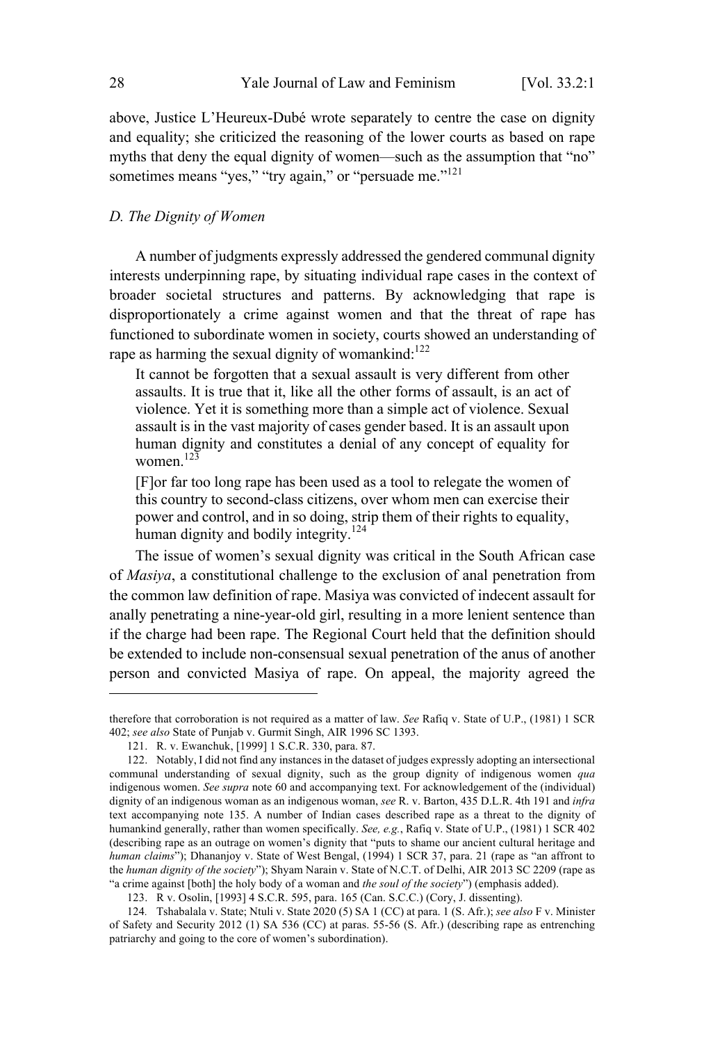above, Justice L'Heureux-Dubé wrote separately to centre the case on dignity and equality; she criticized the reasoning of the lower courts as based on rape myths that deny the equal dignity of women—such as the assumption that "no" sometimes means "yes," "try again," or "persuade me."[121]

### *D. The Dignity of Women*

A number of judgments expressly addressed the gendered communal dignity interests underpinning rape, by situating individual rape cases in the context of broader societal structures and patterns. By acknowledging that rape is disproportionately a crime against women and that the threat of rape has functioned to subordinate women in society, courts showed an understanding of rape as harming the sexual dignity of womankind:[122]

> It cannot be forgotten that a sexual assault is very different from other assaults. It is true that it, like all the other forms of assault, is an act of violence. Yet it is something more than a simple act of violence. Sexual assault is in the vast majority of cases gender based. It is an assault upon human dignity and constitutes a denial of any concept of equality for women.[123]
>
> [F]or far too long rape has been used as a tool to relegate the women of this country to second-class citizens, over whom men can exercise their power and control, and in so doing, strip them of their rights to equality, human dignity and bodily integrity.[124]

The issue of women's sexual dignity was critical in the South African case of *Masiya*, a constitutional challenge to the exclusion of anal penetration from the common law definition of rape. Masiya was convicted of indecent assault for anally penetrating a nine-year-old girl, resulting in a more lenient sentence than if the charge had been rape. The Regional Court held that the definition should be extended to include non-consensual sexual penetration of the anus of another person and convicted Masiya of rape. On appeal, the majority agreed the

---

therefore that corroboration is not required as a matter of law. *See* Rafiq v. State of U.P., (1981) 1 SCR 402; *see also* State of Punjab v. Gurmit Singh, AIR 1996 SC 1393.

121. R. v. Ewanchuk, [1999] 1 S.C.R. 330, para. 87.

122. Notably, I did not find any instances in the dataset of judges expressly adopting an intersectional communal understanding of sexual dignity, such as the group dignity of indigenous women *qua* indigenous women. *See supra* note 60 and accompanying text. For acknowledgement of the (individual) dignity of an indigenous woman as an indigenous woman, *see* R. v. Barton, 435 D.L.R. 4th 191 and *infra* text accompanying note 135. A number of Indian cases described rape as a threat to the dignity of humankind generally, rather than women specifically. *See, e.g.*, Rafiq v. State of U.P., (1981) 1 SCR 402 (describing rape as an outrage on women's dignity that "puts to shame our ancient cultural heritage and *human claims*"); Dhananjoy v. State of West Bengal, (1994) 1 SCR 37, para. 21 (rape as "an affront to the *human dignity of the society*"); Shyam Narain v. State of N.C.T. of Delhi, AIR 2013 SC 2209 (rape as "a crime against [both] the holy body of a woman and *the soul of the society*") (emphasis added).

123. R v. Osolin, [1993] 4 S.C.R. 595, para. 165 (Can. S.C.C.) (Cory, J. dissenting).

124. Tshabalala v. State; Ntuli v. State 2020 (5) SA 1 (CC) at para. 1 (S. Afr.); *see also* F v. Minister of Safety and Security 2012 (1) SA 536 (CC) at paras. 55-56 (S. Afr.) (describing rape as entrenching patriarchy and going to the core of women's subordination).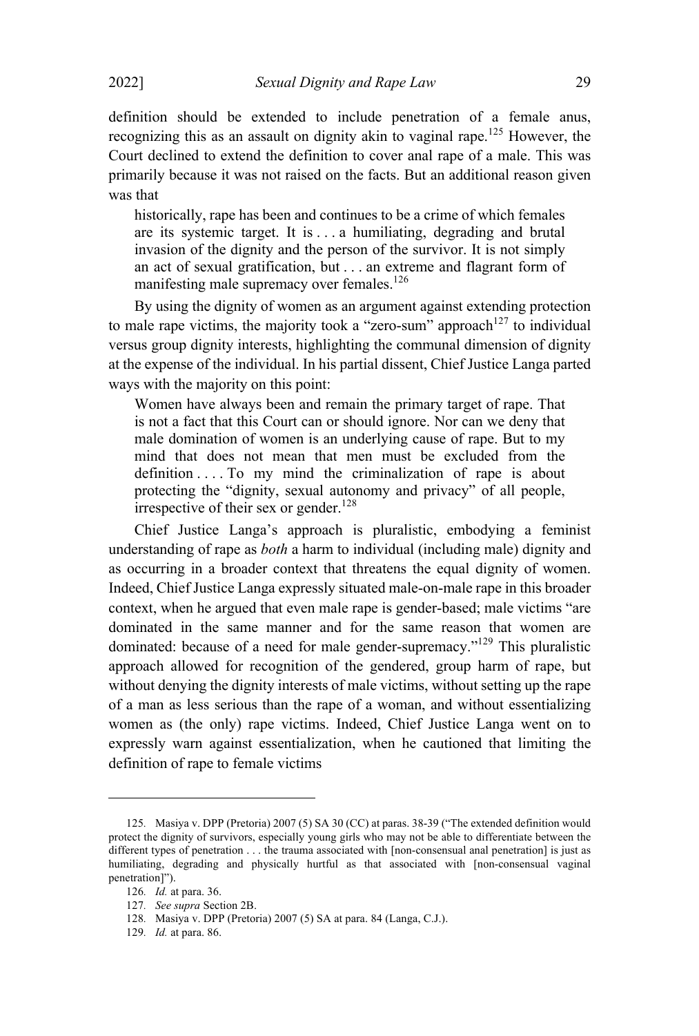definition should be extended to include penetration of a female anus, recognizing this as an assault on dignity akin to vaginal rape.[125] However, the Court declined to extend the definition to cover anal rape of a male. This was primarily because it was not raised on the facts. But an additional reason given was that

> historically, rape has been and continues to be a crime of which females are its systemic target. It is . . . a humiliating, degrading and brutal invasion of the dignity and the person of the survivor. It is not simply an act of sexual gratification, but . . . an extreme and flagrant form of manifesting male supremacy over females.[126]

By using the dignity of women as an argument against extending protection to male rape victims, the majority took a "zero-sum" approach[127] to individual versus group dignity interests, highlighting the communal dimension of dignity at the expense of the individual. In his partial dissent, Chief Justice Langa parted ways with the majority on this point:

> Women have always been and remain the primary target of rape. That is not a fact that this Court can or should ignore. Nor can we deny that male domination of women is an underlying cause of rape. But to my mind that does not mean that men must be excluded from the definition . . . . To my mind the criminalization of rape is about protecting the "dignity, sexual autonomy and privacy" of all people, irrespective of their sex or gender.[128]

Chief Justice Langa's approach is pluralistic, embodying a feminist understanding of rape as *both* a harm to individual (including male) dignity and as occurring in a broader context that threatens the equal dignity of women. Indeed, Chief Justice Langa expressly situated male-on-male rape in this broader context, when he argued that even male rape is gender-based; male victims "are dominated in the same manner and for the same reason that women are dominated: because of a need for male gender-supremacy."[129] This pluralistic approach allowed for recognition of the gendered, group harm of rape, but without denying the dignity interests of male victims, without setting up the rape of a man as less serious than the rape of a woman, and without essentializing women as (the only) rape victims. Indeed, Chief Justice Langa went on to expressly warn against essentialization, when he cautioned that limiting the definition of rape to female victims

---

125. Masiya v. DPP (Pretoria) 2007 (5) SA 30 (CC) at paras. 38-39 ("The extended definition would protect the dignity of survivors, especially young girls who may not be able to differentiate between the different types of penetration . . . the trauma associated with [non-consensual anal penetration] is just as humiliating, degrading and physically hurtful as that associated with [non-consensual vaginal penetration]").

126. *Id.* at para. 36.

127. *See supra* Section 2B.

128. Masiya v. DPP (Pretoria) 2007 (5) SA at para. 84 (Langa, C.J.).

129. *Id.* at para. 86.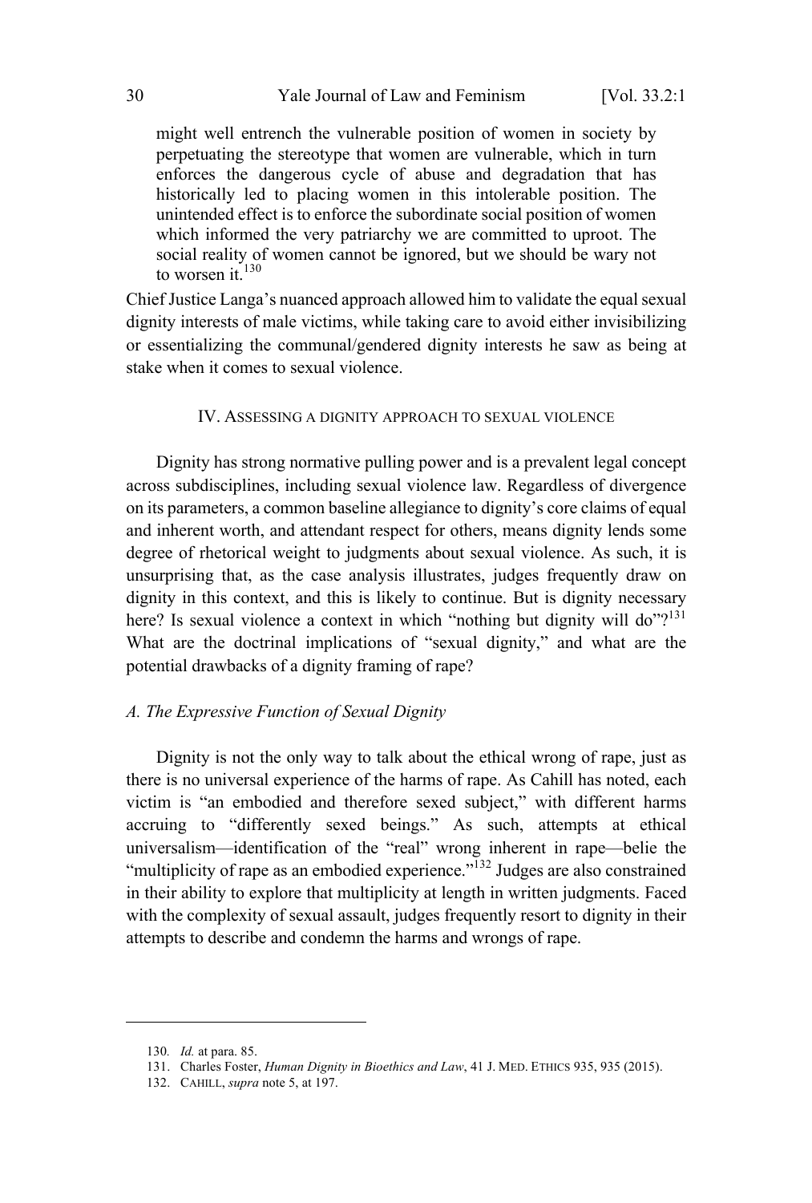> might well entrench the vulnerable position of women in society by perpetuating the stereotype that women are vulnerable, which in turn enforces the dangerous cycle of abuse and degradation that has historically led to placing women in this intolerable position. The unintended effect is to enforce the subordinate social position of women which informed the very patriarchy we are committed to uproot. The social reality of women cannot be ignored, but we should be wary not to worsen it.[130]

Chief Justice Langa's nuanced approach allowed him to validate the equal sexual dignity interests of male victims, while taking care to avoid either invisibilizing or essentializing the communal/gendered dignity interests he saw as being at stake when it comes to sexual violence.

## IV. Assessing a Dignity Approach to Sexual Violence

Dignity has strong normative pulling power and is a prevalent legal concept across subdisciplines, including sexual violence law. Regardless of divergence on its parameters, a common baseline allegiance to dignity's core claims of equal and inherent worth, and attendant respect for others, means dignity lends some degree of rhetorical weight to judgments about sexual violence. As such, it is unsurprising that, as the case analysis illustrates, judges frequently draw on dignity in this context, and this is likely to continue. But is dignity necessary here? Is sexual violence a context in which "nothing but dignity will do"?[131] What are the doctrinal implications of "sexual dignity," and what are the potential drawbacks of a dignity framing of rape?

### *A. The Expressive Function of Sexual Dignity*

Dignity is not the only way to talk about the ethical wrong of rape, just as there is no universal experience of the harms of rape. As Cahill has noted, each victim is "an embodied and therefore sexed subject," with different harms accruing to "differently sexed beings." As such, attempts at ethical universalism—identification of the "real" wrong inherent in rape—belie the "multiplicity of rape as an embodied experience."[132] Judges are also constrained in their ability to explore that multiplicity at length in written judgments. Faced with the complexity of sexual assault, judges frequently resort to dignity in their attempts to describe and condemn the harms and wrongs of rape.

---

130. *Id.* at para. 85.

131. Charles Foster, *Human Dignity in Bioethics and Law*, 41 J. MED. ETHICS 935, 935 (2015).

132. CAHILL, *supra* note 5, at 197.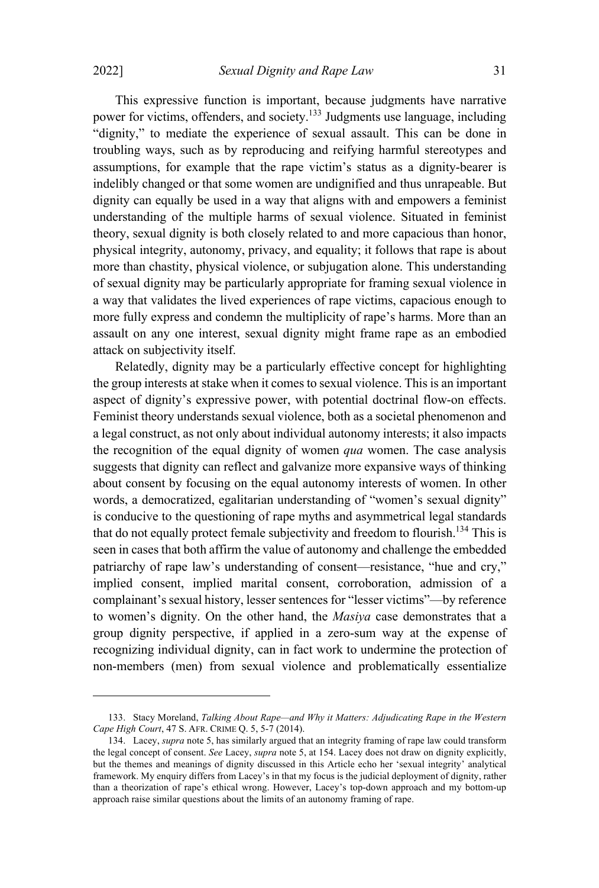This expressive function is important, because judgments have narrative power for victims, offenders, and society.[133] Judgments use language, including "dignity," to mediate the experience of sexual assault. This can be done in troubling ways, such as by reproducing and reifying harmful stereotypes and assumptions, for example that the rape victim's status as a dignity-bearer is indelibly changed or that some women are undignified and thus unrapeable. But dignity can equally be used in a way that aligns with and empowers a feminist understanding of the multiple harms of sexual violence. Situated in feminist theory, sexual dignity is both closely related to and more capacious than honor, physical integrity, autonomy, privacy, and equality; it follows that rape is about more than chastity, physical violence, or subjugation alone. This understanding of sexual dignity may be particularly appropriate for framing sexual violence in a way that validates the lived experiences of rape victims, capacious enough to more fully express and condemn the multiplicity of rape's harms. More than an assault on any one interest, sexual dignity might frame rape as an embodied attack on subjectivity itself.

Relatedly, dignity may be a particularly effective concept for highlighting the group interests at stake when it comes to sexual violence. This is an important aspect of dignity's expressive power, with potential doctrinal flow-on effects. Feminist theory understands sexual violence, both as a societal phenomenon and a legal construct, as not only about individual autonomy interests; it also impacts the recognition of the equal dignity of women *qua* women. The case analysis suggests that dignity can reflect and galvanize more expansive ways of thinking about consent by focusing on the equal autonomy interests of women. In other words, a democratized, egalitarian understanding of "women's sexual dignity" is conducive to the questioning of rape myths and asymmetrical legal standards that do not equally protect female subjectivity and freedom to flourish.[134] This is seen in cases that both affirm the value of autonomy and challenge the embedded patriarchy of rape law's understanding of consent—resistance, "hue and cry," implied consent, implied marital consent, corroboration, admission of a complainant's sexual history, lesser sentences for "lesser victims"—by reference to women's dignity. On the other hand, the *Masiya* case demonstrates that a group dignity perspective, if applied in a zero-sum way at the expense of recognizing individual dignity, can in fact work to undermine the protection of non-members (men) from sexual violence and problematically essentialize

---

133. Stacy Moreland, *Talking About Rape—and Why it Matters: Adjudicating Rape in the Western Cape High Court*, 47 S. AFR. CRIME Q. 5, 5-7 (2014).

134. Lacey, *supra* note 5, has similarly argued that an integrity framing of rape law could transform the legal concept of consent. *See* Lacey, *supra* note 5, at 154. Lacey does not draw on dignity explicitly, but the themes and meanings of dignity discussed in this Article echo her 'sexual integrity' analytical framework. My enquiry differs from Lacey's in that my focus is the judicial deployment of dignity, rather than a theorization of rape's ethical wrong. However, Lacey's top-down approach and my bottom-up approach raise similar questions about the limits of an autonomy framing of rape.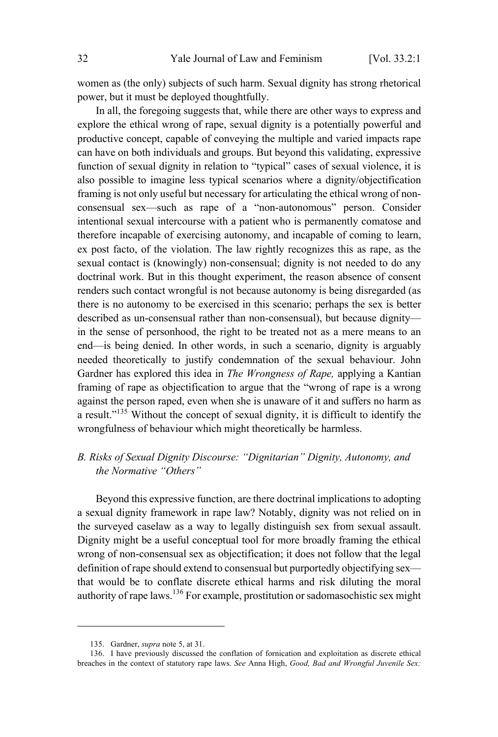women as (the only) subjects of such harm. Sexual dignity has strong rhetorical power, but it must be deployed thoughtfully.

In all, the foregoing suggests that, while there are other ways to express and explore the ethical wrong of rape, sexual dignity is a potentially powerful and productive concept, capable of conveying the multiple and varied impacts rape can have on both individuals and groups. But beyond this validating, expressive function of sexual dignity in relation to "typical" cases of sexual violence, it is also possible to imagine less typical scenarios where a dignity/objectification framing is not only useful but necessary for articulating the ethical wrong of non-consensual sex—such as rape of a "non-autonomous" person. Consider intentional sexual intercourse with a patient who is permanently comatose and therefore incapable of exercising autonomy, and incapable of coming to learn, ex post facto, of the violation. The law rightly recognizes this as rape, as the sexual contact is (knowingly) non-consensual; dignity is not needed to do any doctrinal work. But in this thought experiment, the reason absence of consent renders such contact wrongful is not because autonomy is being disregarded (as there is no autonomy to be exercised in this scenario; perhaps the sex is better described as un-consensual rather than non-consensual), but because dignity—in the sense of personhood, the right to be treated not as a mere means to an end—is being denied. In other words, in such a scenario, dignity is arguably needed theoretically to justify condemnation of the sexual behaviour. John Gardner has explored this idea in *The Wrongness of Rape,* applying a Kantian framing of rape as objectification to argue that the "wrong of rape is a wrong against the person raped, even when she is unaware of it and suffers no harm as a result."[135] Without the concept of sexual dignity, it is difficult to identify the wrongfulness of behaviour which might theoretically be harmless.

### *B. Risks of Sexual Dignity Discourse: "Dignitarian" Dignity, Autonomy, and the Normative "Others"*

Beyond this expressive function, are there doctrinal implications to adopting a sexual dignity framework in rape law? Notably, dignity was not relied on in the surveyed caselaw as a way to legally distinguish sex from sexual assault. Dignity might be a useful conceptual tool for more broadly framing the ethical wrong of non-consensual sex as objectification; it does not follow that the legal definition of rape should extend to consensual but purportedly objectifying sex—that would be to conflate discrete ethical harms and risk diluting the moral authority of rape laws.[136] For example, prostitution or sadomasochistic sex might

---

135. Gardner, *supra* note 5, at 31.

136. I have previously discussed the conflation of fornication and exploitation as discrete ethical breaches in the context of statutory rape laws. *See* Anna High, *Good, Bad and Wrongful Juvenile Sex:*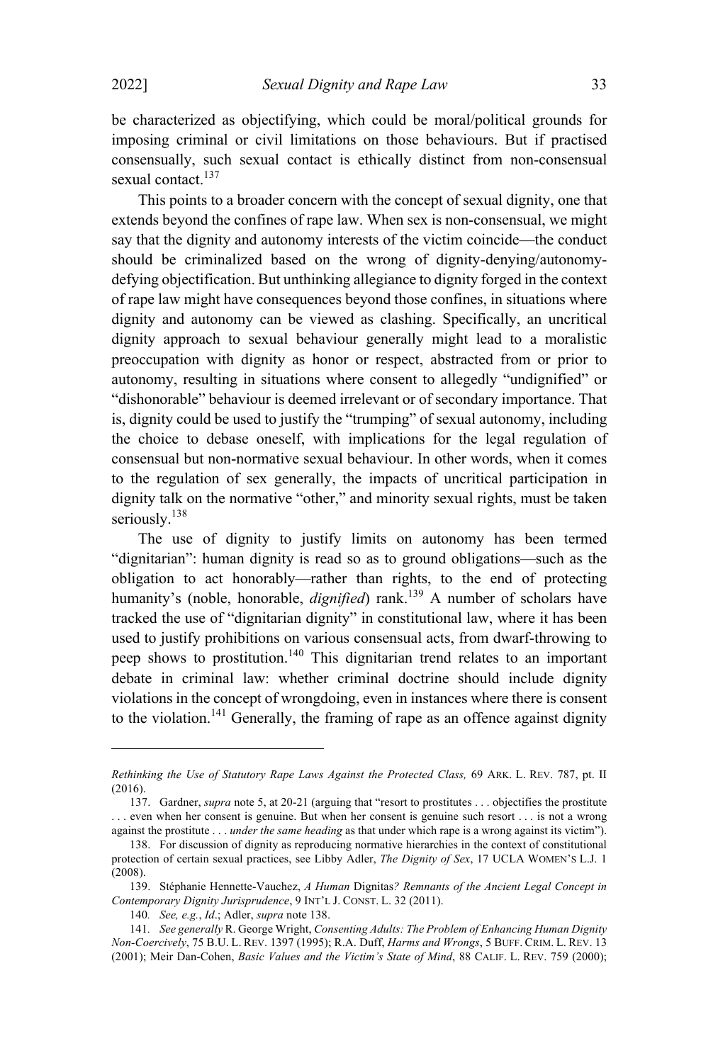be characterized as objectifying, which could be moral/political grounds for imposing criminal or civil limitations on those behaviours. But if practised consensually, such sexual contact is ethically distinct from non-consensual sexual contact.[137]

This points to a broader concern with the concept of sexual dignity, one that extends beyond the confines of rape law. When sex is non-consensual, we might say that the dignity and autonomy interests of the victim coincide—the conduct should be criminalized based on the wrong of dignity-denying/autonomy-defying objectification. But unthinking allegiance to dignity forged in the context of rape law might have consequences beyond those confines, in situations where dignity and autonomy can be viewed as clashing. Specifically, an uncritical dignity approach to sexual behaviour generally might lead to a moralistic preoccupation with dignity as honor or respect, abstracted from or prior to autonomy, resulting in situations where consent to allegedly "undignified" or "dishonorable" behaviour is deemed irrelevant or of secondary importance. That is, dignity could be used to justify the "trumping" of sexual autonomy, including the choice to debase oneself, with implications for the legal regulation of consensual but non-normative sexual behaviour. In other words, when it comes to the regulation of sex generally, the impacts of uncritical participation in dignity talk on the normative "other," and minority sexual rights, must be taken seriously.[138]

The use of dignity to justify limits on autonomy has been termed "dignitarian": human dignity is read so as to ground obligations—such as the obligation to act honorably—rather than rights, to the end of protecting humanity's (noble, honorable, *dignified*) rank.[139] A number of scholars have tracked the use of "dignitarian dignity" in constitutional law, where it has been used to justify prohibitions on various consensual acts, from dwarf-throwing to peep shows to prostitution.[140] This dignitarian trend relates to an important debate in criminal law: whether criminal doctrine should include dignity violations in the concept of wrongdoing, even in instances where there is consent to the violation.[141] Generally, the framing of rape as an offence against dignity

---

*Rethinking the Use of Statutory Rape Laws Against the Protected Class,* 69 ARK. L. REV. 787, pt. II (2016).

137. Gardner, *supra* note 5, at 20-21 (arguing that "resort to prostitutes . . . objectifies the prostitute . . . even when her consent is genuine. But when her consent is genuine such resort . . . is not a wrong against the prostitute . . . *under the same heading* as that under which rape is a wrong against its victim").

138. For discussion of dignity as reproducing normative hierarchies in the context of constitutional protection of certain sexual practices, see Libby Adler, *The Dignity of Sex*, 17 UCLA WOMEN'S L.J. 1 (2008).

139. Stéphanie Hennette-Vauchez, *A Human* Dignitas*? Remnants of the Ancient Legal Concept in Contemporary Dignity Jurisprudence*, 9 INT'L J. CONST. L. 32 (2011).

140. *See, e.g.*, *Id*.; Adler, *supra* note 138.

141. *See generally* R. George Wright, *Consenting Adults: The Problem of Enhancing Human Dignity Non-Coercively*, 75 B.U. L. REV. 1397 (1995); R.A. Duff, *Harms and Wrongs*, 5 BUFF. CRIM. L. REV. 13 (2001); Meir Dan-Cohen, *Basic Values and the Victim's State of Mind*, 88 CALIF. L. REV. 759 (2000);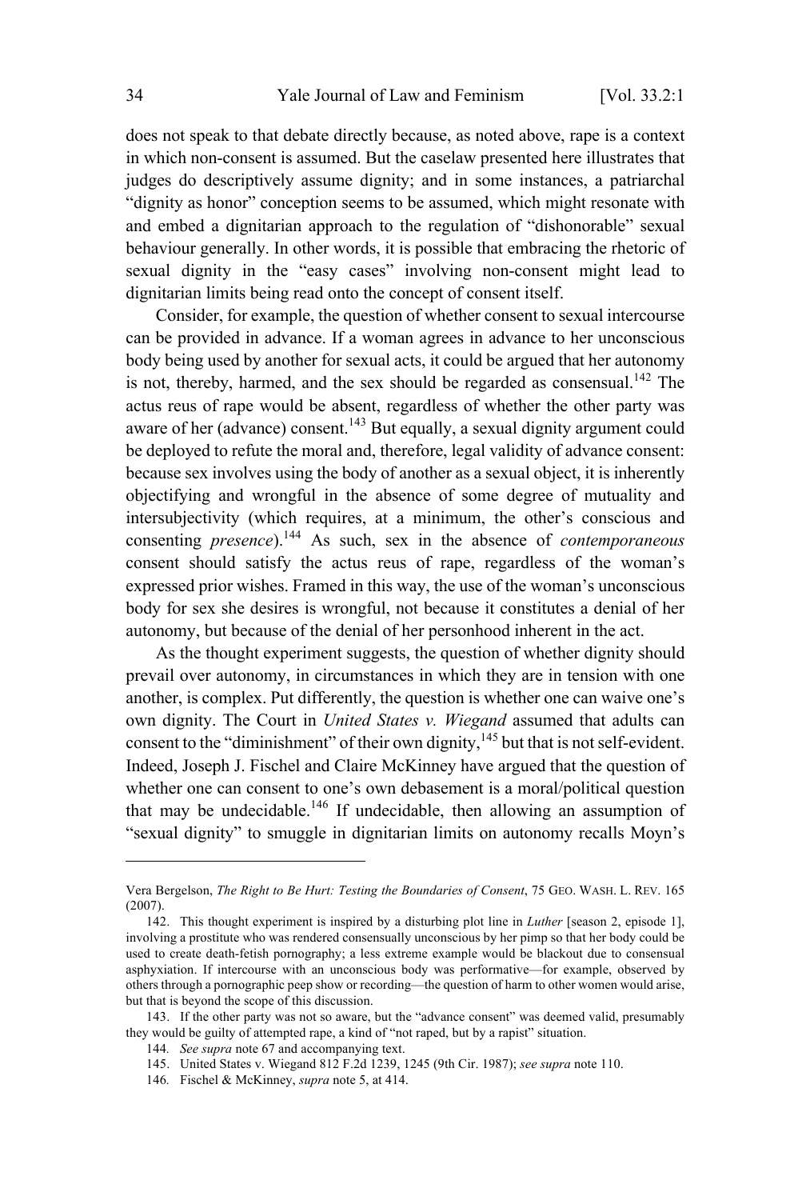does not speak to that debate directly because, as noted above, rape is a context in which non-consent is assumed. But the caselaw presented here illustrates that judges do descriptively assume dignity; and in some instances, a patriarchal "dignity as honor" conception seems to be assumed, which might resonate with and embed a dignitarian approach to the regulation of "dishonorable" sexual behaviour generally. In other words, it is possible that embracing the rhetoric of sexual dignity in the "easy cases" involving non-consent might lead to dignitarian limits being read onto the concept of consent itself.

Consider, for example, the question of whether consent to sexual intercourse can be provided in advance. If a woman agrees in advance to her unconscious body being used by another for sexual acts, it could be argued that her autonomy is not, thereby, harmed, and the sex should be regarded as consensual.[142] The actus reus of rape would be absent, regardless of whether the other party was aware of her (advance) consent.[143] But equally, a sexual dignity argument could be deployed to refute the moral and, therefore, legal validity of advance consent: because sex involves using the body of another as a sexual object, it is inherently objectifying and wrongful in the absence of some degree of mutuality and intersubjectivity (which requires, at a minimum, the other's conscious and consenting *presence*).[144] As such, sex in the absence of *contemporaneous* consent should satisfy the actus reus of rape, regardless of the woman's expressed prior wishes. Framed in this way, the use of the woman's unconscious body for sex she desires is wrongful, not because it constitutes a denial of her autonomy, but because of the denial of her personhood inherent in the act.

As the thought experiment suggests, the question of whether dignity should prevail over autonomy, in circumstances in which they are in tension with one another, is complex. Put differently, the question is whether one can waive one's own dignity. The Court in *United States v. Wiegand* assumed that adults can consent to the "diminishment" of their own dignity,[145] but that is not self-evident. Indeed, Joseph J. Fischel and Claire McKinney have argued that the question of whether one can consent to one's own debasement is a moral/political question that may be undecidable.[146] If undecidable, then allowing an assumption of "sexual dignity" to smuggle in dignitarian limits on autonomy recalls Moyn's

---

Vera Bergelson, *The Right to Be Hurt: Testing the Boundaries of Consent*, 75 GEO. WASH. L. REV. 165 (2007).

142. This thought experiment is inspired by a disturbing plot line in *Luther* [season 2, episode 1], involving a prostitute who was rendered consensually unconscious by her pimp so that her body could be used to create death-fetish pornography; a less extreme example would be blackout due to consensual asphyxiation. If intercourse with an unconscious body was performative—for example, observed by others through a pornographic peep show or recording—the question of harm to other women would arise, but that is beyond the scope of this discussion.

143. If the other party was not so aware, but the "advance consent" was deemed valid, presumably they would be guilty of attempted rape, a kind of "not raped, but by a rapist" situation.

144. *See supra* note 67 and accompanying text.

145. United States v. Wiegand 812 F.2d 1239, 1245 (9th Cir. 1987); *see supra* note 110.

146. Fischel & McKinney, *supra* note 5, at 414.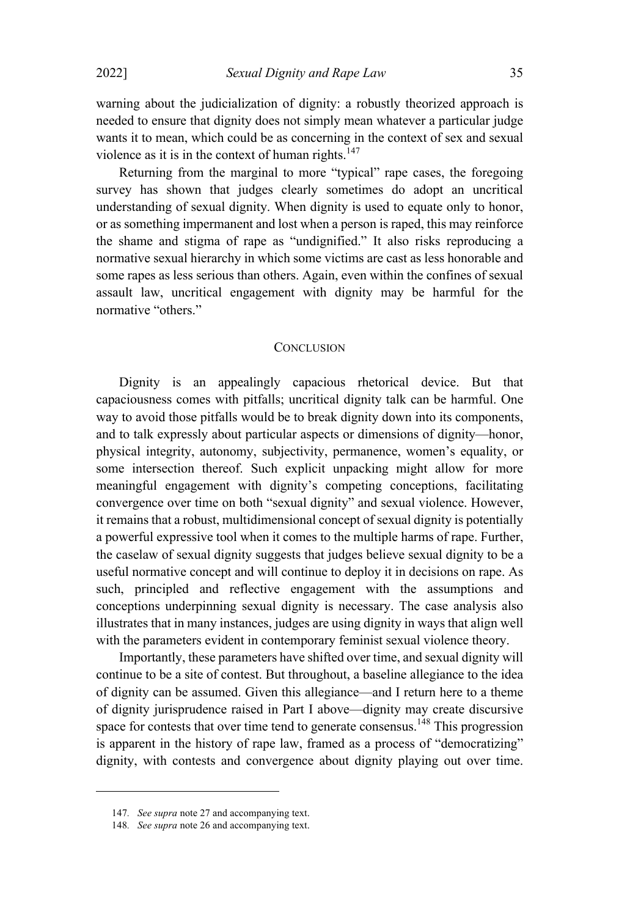warning about the judicialization of dignity: a robustly theorized approach is needed to ensure that dignity does not simply mean whatever a particular judge wants it to mean, which could be as concerning in the context of sex and sexual violence as it is in the context of human rights.[147]

Returning from the marginal to more "typical" rape cases, the foregoing survey has shown that judges clearly sometimes do adopt an uncritical understanding of sexual dignity. When dignity is used to equate only to honor, or as something impermanent and lost when a person is raped, this may reinforce the shame and stigma of rape as "undignified." It also risks reproducing a normative sexual hierarchy in which some victims are cast as less honorable and some rapes as less serious than others. Again, even within the confines of sexual assault law, uncritical engagement with dignity may be harmful for the normative "others."

## CONCLUSION

Dignity is an appealingly capacious rhetorical device. But that capaciousness comes with pitfalls; uncritical dignity talk can be harmful. One way to avoid those pitfalls would be to break dignity down into its components, and to talk expressly about particular aspects or dimensions of dignity—honor, physical integrity, autonomy, subjectivity, permanence, women's equality, or some intersection thereof. Such explicit unpacking might allow for more meaningful engagement with dignity's competing conceptions, facilitating convergence over time on both "sexual dignity" and sexual violence. However, it remains that a robust, multidimensional concept of sexual dignity is potentially a powerful expressive tool when it comes to the multiple harms of rape. Further, the caselaw of sexual dignity suggests that judges believe sexual dignity to be a useful normative concept and will continue to deploy it in decisions on rape. As such, principled and reflective engagement with the assumptions and conceptions underpinning sexual dignity is necessary. The case analysis also illustrates that in many instances, judges are using dignity in ways that align well with the parameters evident in contemporary feminist sexual violence theory.

Importantly, these parameters have shifted over time, and sexual dignity will continue to be a site of contest. But throughout, a baseline allegiance to the idea of dignity can be assumed. Given this allegiance—and I return here to a theme of dignity jurisprudence raised in Part I above—dignity may create discursive space for contests that over time tend to generate consensus.[148] This progression is apparent in the history of rape law, framed as a process of "democratizing" dignity, with contests and convergence about dignity playing out over time.

---

147. *See supra* note 27 and accompanying text.

148. *See supra* note 26 and accompanying text.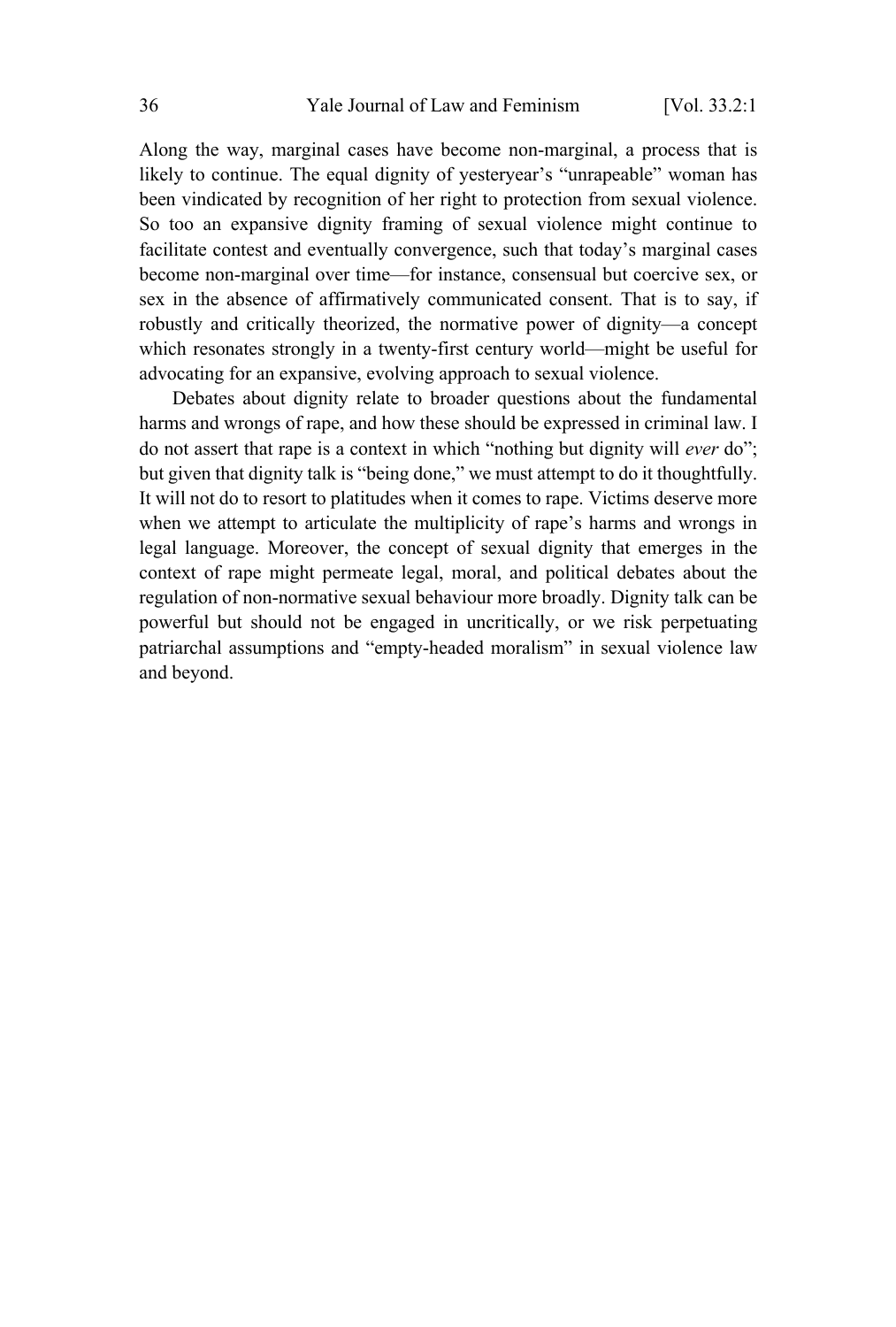Along the way, marginal cases have become non-marginal, a process that is likely to continue. The equal dignity of yesteryear's "unrapeable" woman has been vindicated by recognition of her right to protection from sexual violence. So too an expansive dignity framing of sexual violence might continue to facilitate contest and eventually convergence, such that today's marginal cases become non-marginal over time—for instance, consensual but coercive sex, or sex in the absence of affirmatively communicated consent. That is to say, if robustly and critically theorized, the normative power of dignity—a concept which resonates strongly in a twenty-first century world—might be useful for advocating for an expansive, evolving approach to sexual violence.

Debates about dignity relate to broader questions about the fundamental harms and wrongs of rape, and how these should be expressed in criminal law. I do not assert that rape is a context in which "nothing but dignity will *ever* do"; but given that dignity talk is "being done," we must attempt to do it thoughtfully. It will not do to resort to platitudes when it comes to rape. Victims deserve more when we attempt to articulate the multiplicity of rape's harms and wrongs in legal language. Moreover, the concept of sexual dignity that emerges in the context of rape might permeate legal, moral, and political debates about the regulation of non-normative sexual behaviour more broadly. Dignity talk can be powerful but should not be engaged in uncritically, or we risk perpetuating patriarchal assumptions and "empty-headed moralism" in sexual violence law and beyond.